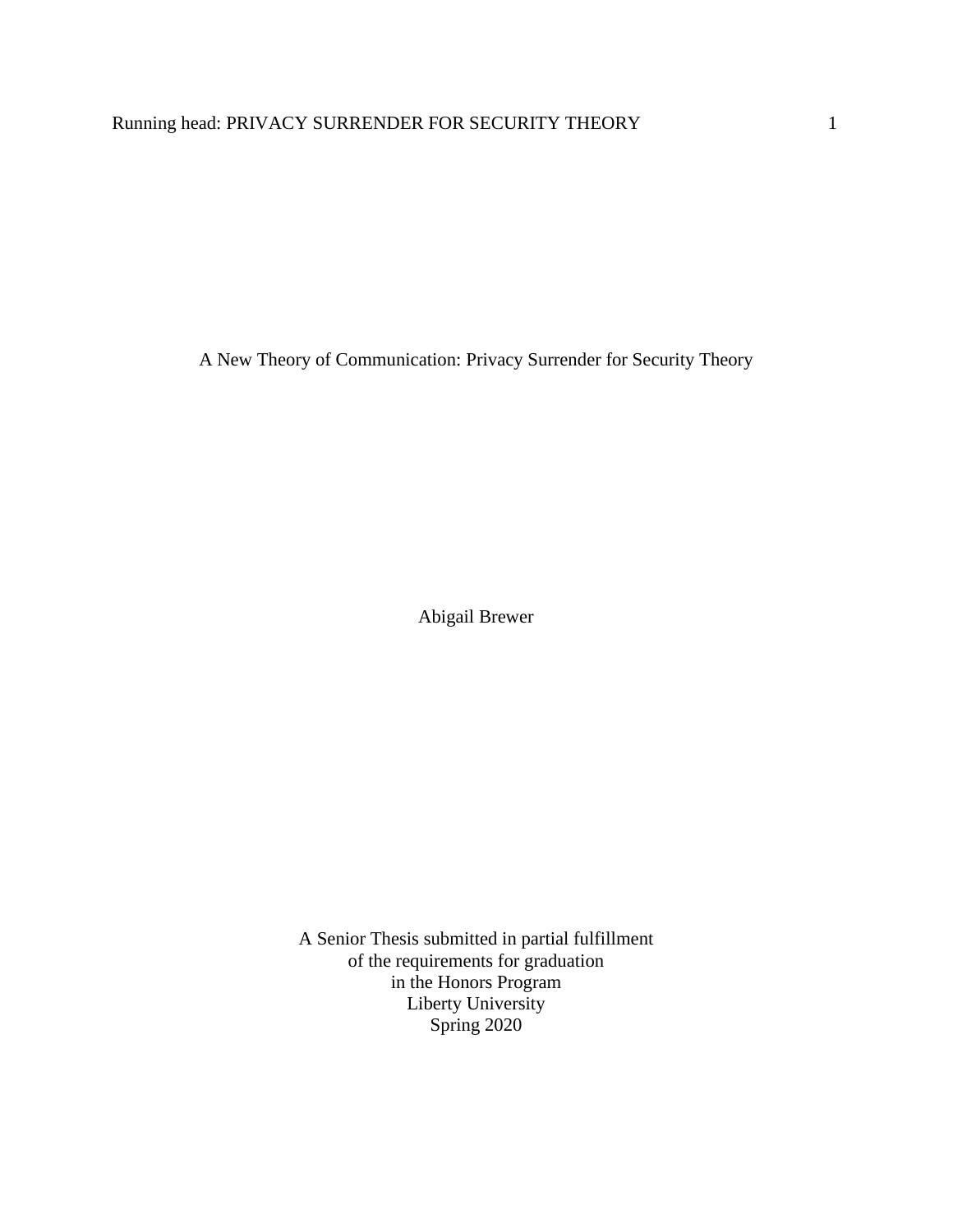# A New Theory of Communication: Privacy Surrender for Security Theory

Abigail Brewer

A Senior Thesis submitted in partial fulfillment
of the requirements for graduation
in the Honors Program
Liberty University
Spring 2020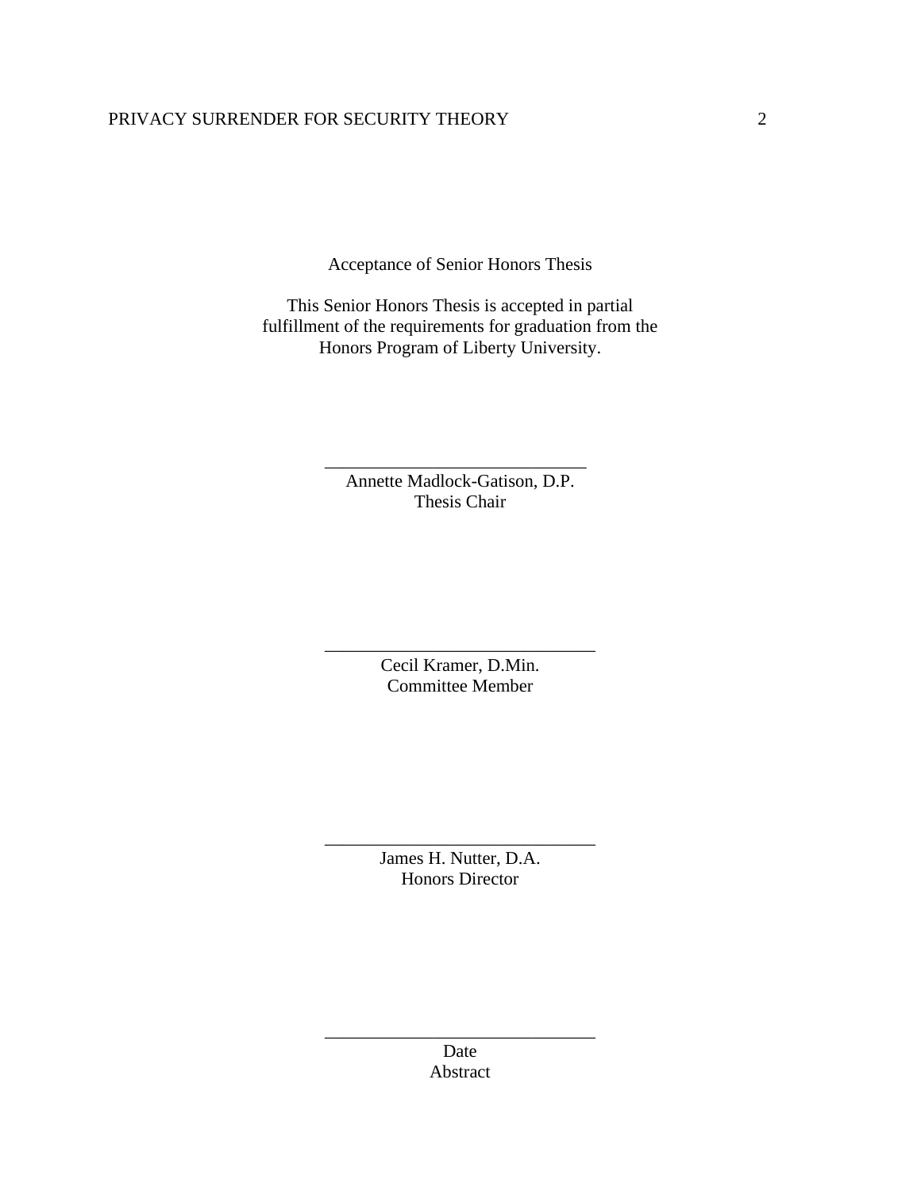Acceptance of Senior Honors Thesis

This Senior Honors Thesis is accepted in partial fulfillment of the requirements for graduation from the Honors Program of Liberty University.

______________________________
Annette Madlock-Gatison, D.P.
Thesis Chair

______________________________
Cecil Kramer, D.Min.
Committee Member

______________________________
James H. Nutter, D.A.
Honors Director

______________________________
Date

Abstract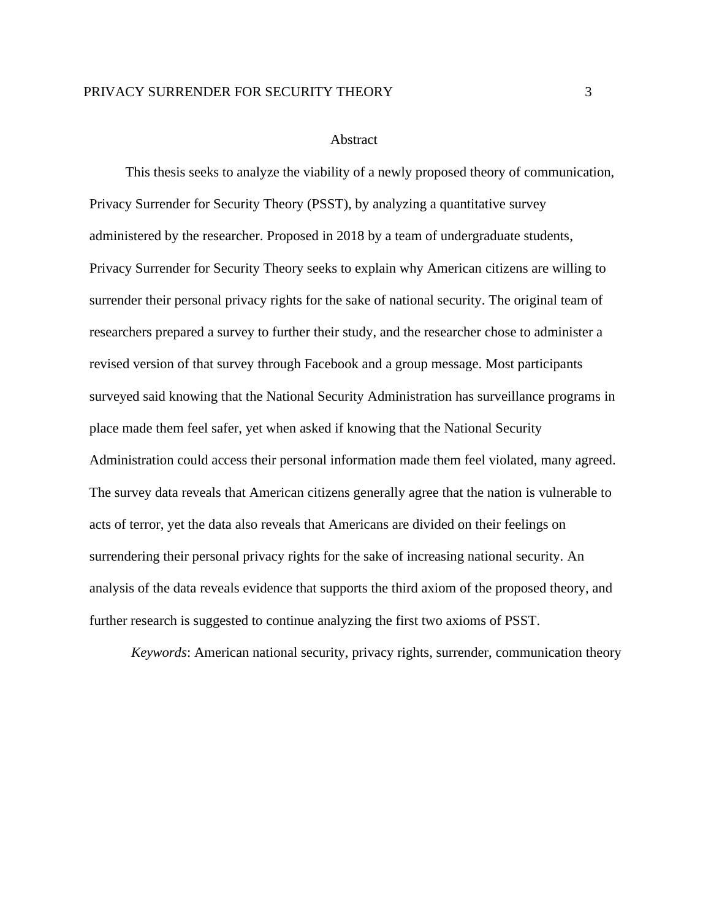# Abstract

This thesis seeks to analyze the viability of a newly proposed theory of communication, Privacy Surrender for Security Theory (PSST), by analyzing a quantitative survey administered by the researcher. Proposed in 2018 by a team of undergraduate students, Privacy Surrender for Security Theory seeks to explain why American citizens are willing to surrender their personal privacy rights for the sake of national security. The original team of researchers prepared a survey to further their study, and the researcher chose to administer a revised version of that survey through Facebook and a group message. Most participants surveyed said knowing that the National Security Administration has surveillance programs in place made them feel safer, yet when asked if knowing that the National Security Administration could access their personal information made them feel violated, many agreed. The survey data reveals that American citizens generally agree that the nation is vulnerable to acts of terror, yet the data also reveals that Americans are divided on their feelings on surrendering their personal privacy rights for the sake of increasing national security. An analysis of the data reveals evidence that supports the third axiom of the proposed theory, and further research is suggested to continue analyzing the first two axioms of PSST.

*Keywords*: American national security, privacy rights, surrender, communication theory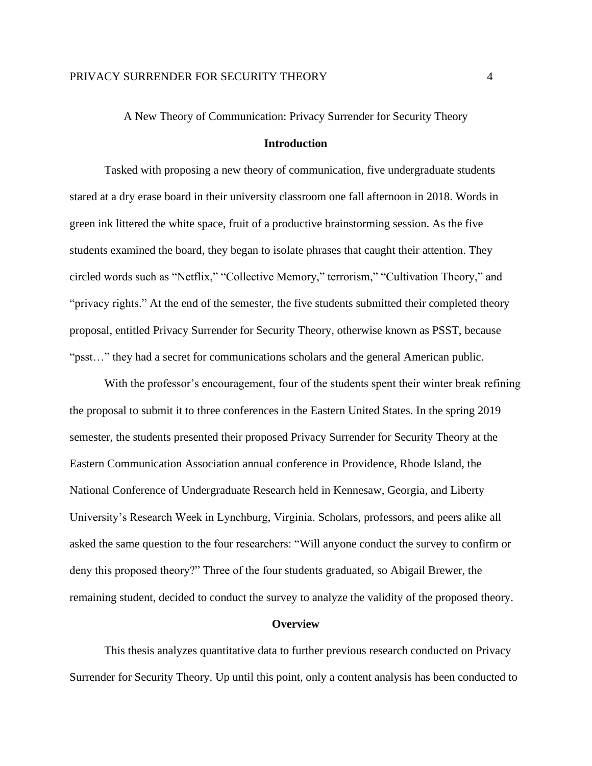A New Theory of Communication: Privacy Surrender for Security Theory

## Introduction

Tasked with proposing a new theory of communication, five undergraduate students stared at a dry erase board in their university classroom one fall afternoon in 2018. Words in green ink littered the white space, fruit of a productive brainstorming session. As the five students examined the board, they began to isolate phrases that caught their attention. They circled words such as "Netflix," "Collective Memory," terrorism," "Cultivation Theory," and "privacy rights." At the end of the semester, the five students submitted their completed theory proposal, entitled Privacy Surrender for Security Theory, otherwise known as PSST, because "psst…" they had a secret for communications scholars and the general American public.

With the professor's encouragement, four of the students spent their winter break refining the proposal to submit it to three conferences in the Eastern United States. In the spring 2019 semester, the students presented their proposed Privacy Surrender for Security Theory at the Eastern Communication Association annual conference in Providence, Rhode Island, the National Conference of Undergraduate Research held in Kennesaw, Georgia, and Liberty University's Research Week in Lynchburg, Virginia. Scholars, professors, and peers alike all asked the same question to the four researchers: "Will anyone conduct the survey to confirm or deny this proposed theory?" Three of the four students graduated, so Abigail Brewer, the remaining student, decided to conduct the survey to analyze the validity of the proposed theory.

## Overview

This thesis analyzes quantitative data to further previous research conducted on Privacy Surrender for Security Theory. Up until this point, only a content analysis has been conducted to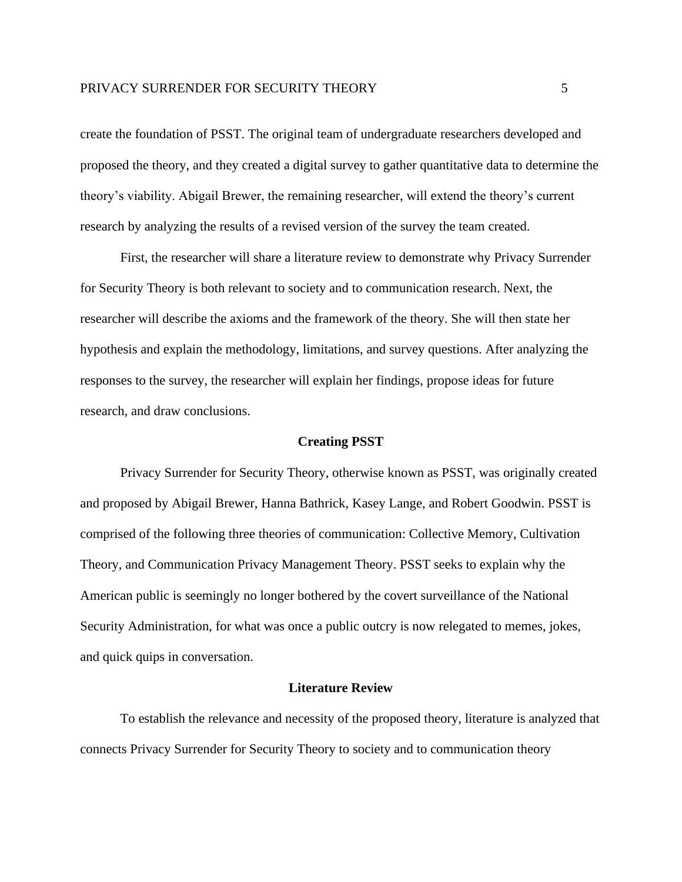create the foundation of PSST. The original team of undergraduate researchers developed and proposed the theory, and they created a digital survey to gather quantitative data to determine the theory's viability. Abigail Brewer, the remaining researcher, will extend the theory's current research by analyzing the results of a revised version of the survey the team created.

First, the researcher will share a literature review to demonstrate why Privacy Surrender for Security Theory is both relevant to society and to communication research. Next, the researcher will describe the axioms and the framework of the theory. She will then state her hypothesis and explain the methodology, limitations, and survey questions. After analyzing the responses to the survey, the researcher will explain her findings, propose ideas for future research, and draw conclusions.

## Creating PSST

Privacy Surrender for Security Theory, otherwise known as PSST, was originally created and proposed by Abigail Brewer, Hanna Bathrick, Kasey Lange, and Robert Goodwin. PSST is comprised of the following three theories of communication: Collective Memory, Cultivation Theory, and Communication Privacy Management Theory. PSST seeks to explain why the American public is seemingly no longer bothered by the covert surveillance of the National Security Administration, for what was once a public outcry is now relegated to memes, jokes, and quick quips in conversation.

## Literature Review

To establish the relevance and necessity of the proposed theory, literature is analyzed that connects Privacy Surrender for Security Theory to society and to communication theory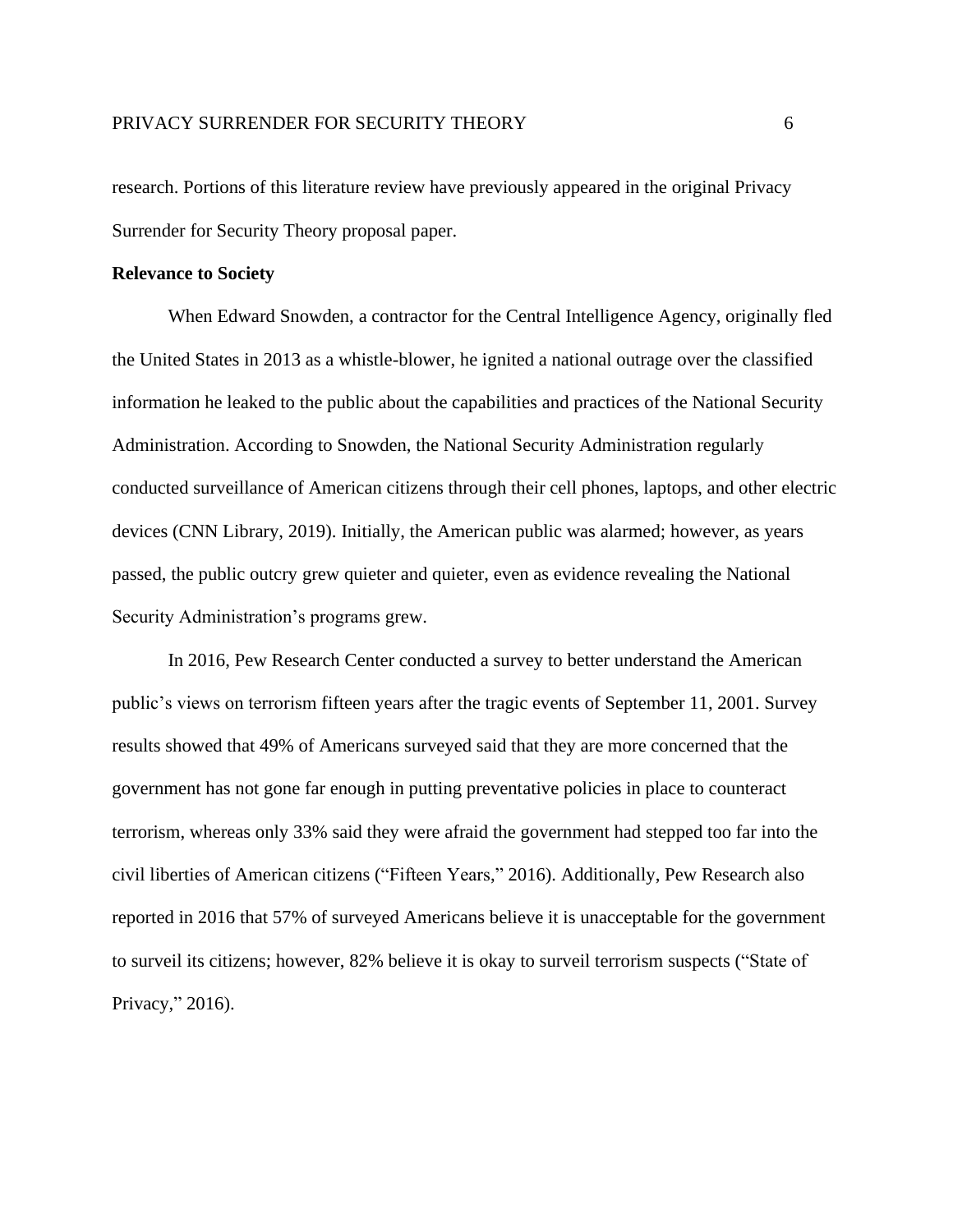research. Portions of this literature review have previously appeared in the original Privacy Surrender for Security Theory proposal paper.

**Relevance to Society**

When Edward Snowden, a contractor for the Central Intelligence Agency, originally fled the United States in 2013 as a whistle-blower, he ignited a national outrage over the classified information he leaked to the public about the capabilities and practices of the National Security Administration. According to Snowden, the National Security Administration regularly conducted surveillance of American citizens through their cell phones, laptops, and other electric devices (CNN Library, 2019). Initially, the American public was alarmed; however, as years passed, the public outcry grew quieter and quieter, even as evidence revealing the National Security Administration's programs grew.

In 2016, Pew Research Center conducted a survey to better understand the American public's views on terrorism fifteen years after the tragic events of September 11, 2001. Survey results showed that 49% of Americans surveyed said that they are more concerned that the government has not gone far enough in putting preventative policies in place to counteract terrorism, whereas only 33% said they were afraid the government had stepped too far into the civil liberties of American citizens ("Fifteen Years," 2016). Additionally, Pew Research also reported in 2016 that 57% of surveyed Americans believe it is unacceptable for the government to surveil its citizens; however, 82% believe it is okay to surveil terrorism suspects ("State of Privacy," 2016).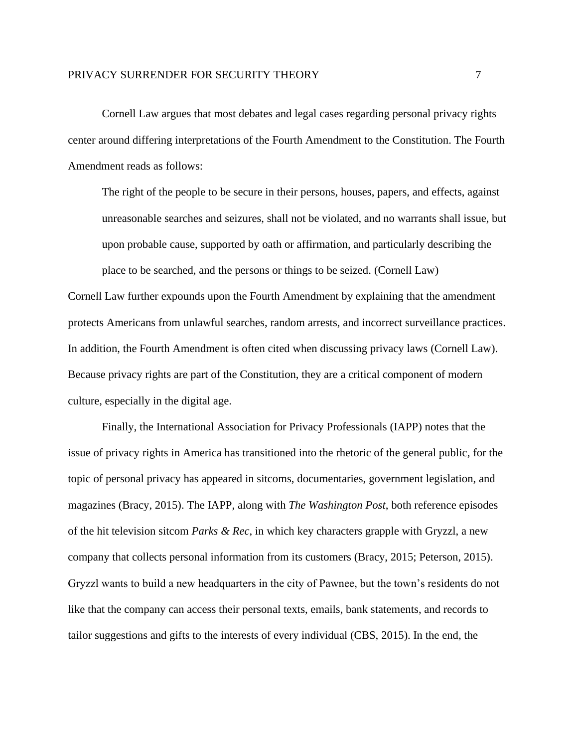Cornell Law argues that most debates and legal cases regarding personal privacy rights center around differing interpretations of the Fourth Amendment to the Constitution. The Fourth Amendment reads as follows:

> The right of the people to be secure in their persons, houses, papers, and effects, against unreasonable searches and seizures, shall not be violated, and no warrants shall issue, but upon probable cause, supported by oath or affirmation, and particularly describing the place to be searched, and the persons or things to be seized. (Cornell Law)

Cornell Law further expounds upon the Fourth Amendment by explaining that the amendment protects Americans from unlawful searches, random arrests, and incorrect surveillance practices. In addition, the Fourth Amendment is often cited when discussing privacy laws (Cornell Law). Because privacy rights are part of the Constitution, they are a critical component of modern culture, especially in the digital age.

Finally, the International Association for Privacy Professionals (IAPP) notes that the issue of privacy rights in America has transitioned into the rhetoric of the general public, for the topic of personal privacy has appeared in sitcoms, documentaries, government legislation, and magazines (Bracy, 2015). The IAPP, along with *The Washington Post*, both reference episodes of the hit television sitcom *Parks & Rec*, in which key characters grapple with Gryzzl, a new company that collects personal information from its customers (Bracy, 2015; Peterson, 2015). Gryzzl wants to build a new headquarters in the city of Pawnee, but the town's residents do not like that the company can access their personal texts, emails, bank statements, and records to tailor suggestions and gifts to the interests of every individual (CBS, 2015). In the end, the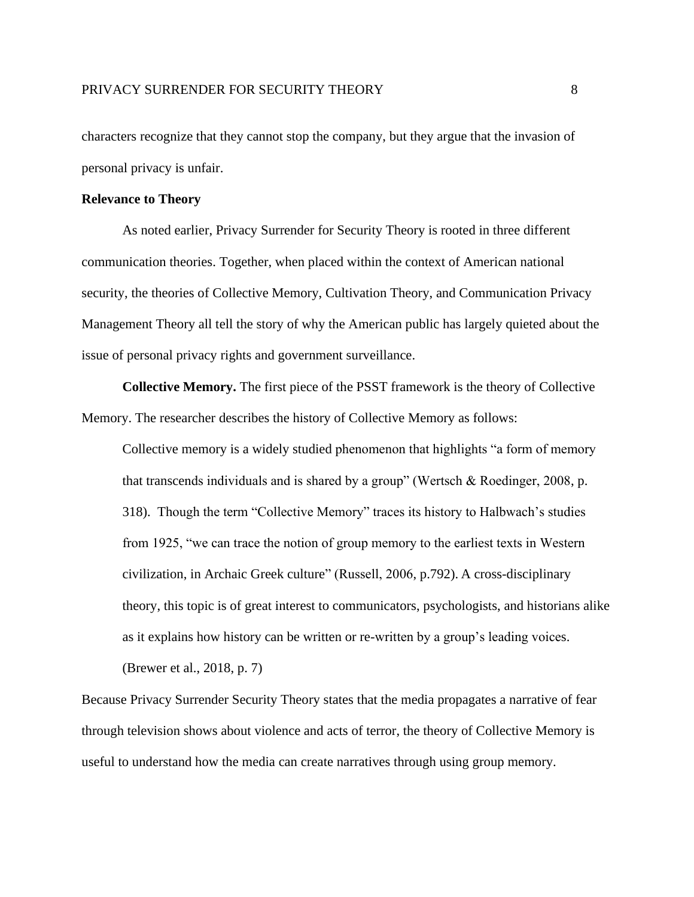characters recognize that they cannot stop the company, but they argue that the invasion of personal privacy is unfair.

## Relevance to Theory

As noted earlier, Privacy Surrender for Security Theory is rooted in three different communication theories. Together, when placed within the context of American national security, the theories of Collective Memory, Cultivation Theory, and Communication Privacy Management Theory all tell the story of why the American public has largely quieted about the issue of personal privacy rights and government surveillance.

**Collective Memory.** The first piece of the PSST framework is the theory of Collective Memory. The researcher describes the history of Collective Memory as follows:

> Collective memory is a widely studied phenomenon that highlights "a form of memory that transcends individuals and is shared by a group" (Wertsch & Roedinger, 2008, p. 318). Though the term "Collective Memory" traces its history to Halbwach's studies from 1925, "we can trace the notion of group memory to the earliest texts in Western civilization, in Archaic Greek culture" (Russell, 2006, p.792). A cross-disciplinary theory, this topic is of great interest to communicators, psychologists, and historians alike as it explains how history can be written or re-written by a group's leading voices. (Brewer et al., 2018, p. 7)

Because Privacy Surrender Security Theory states that the media propagates a narrative of fear through television shows about violence and acts of terror, the theory of Collective Memory is useful to understand how the media can create narratives through using group memory.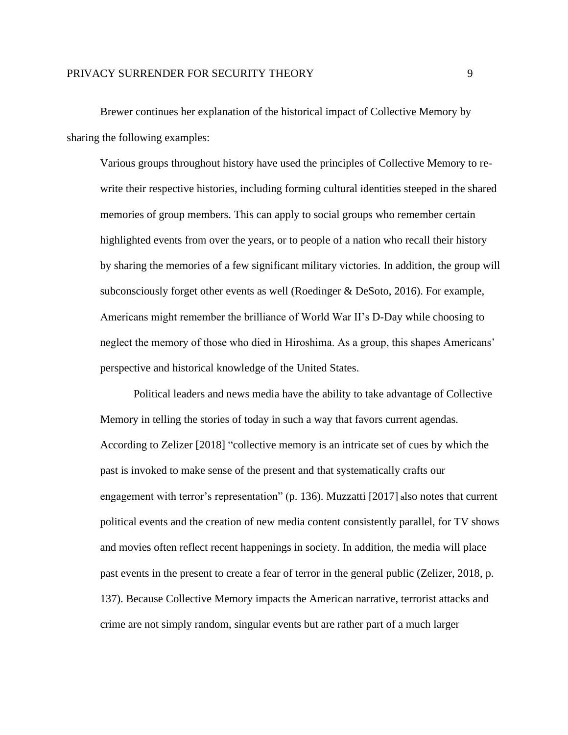Brewer continues her explanation of the historical impact of Collective Memory by sharing the following examples:

> Various groups throughout history have used the principles of Collective Memory to re-write their respective histories, including forming cultural identities steeped in the shared memories of group members. This can apply to social groups who remember certain highlighted events from over the years, or to people of a nation who recall their history by sharing the memories of a few significant military victories. In addition, the group will subconsciously forget other events as well (Roedinger & DeSoto, 2016). For example, Americans might remember the brilliance of World War II's D-Day while choosing to neglect the memory of those who died in Hiroshima. As a group, this shapes Americans' perspective and historical knowledge of the United States.
>
> Political leaders and news media have the ability to take advantage of Collective Memory in telling the stories of today in such a way that favors current agendas. According to Zelizer [2018] "collective memory is an intricate set of cues by which the past is invoked to make sense of the present and that systematically crafts our engagement with terror's representation" (p. 136). Muzzatti [2017] also notes that current political events and the creation of new media content consistently parallel, for TV shows and movies often reflect recent happenings in society. In addition, the media will place past events in the present to create a fear of terror in the general public (Zelizer, 2018, p. 137). Because Collective Memory impacts the American narrative, terrorist attacks and crime are not simply random, singular events but are rather part of a much larger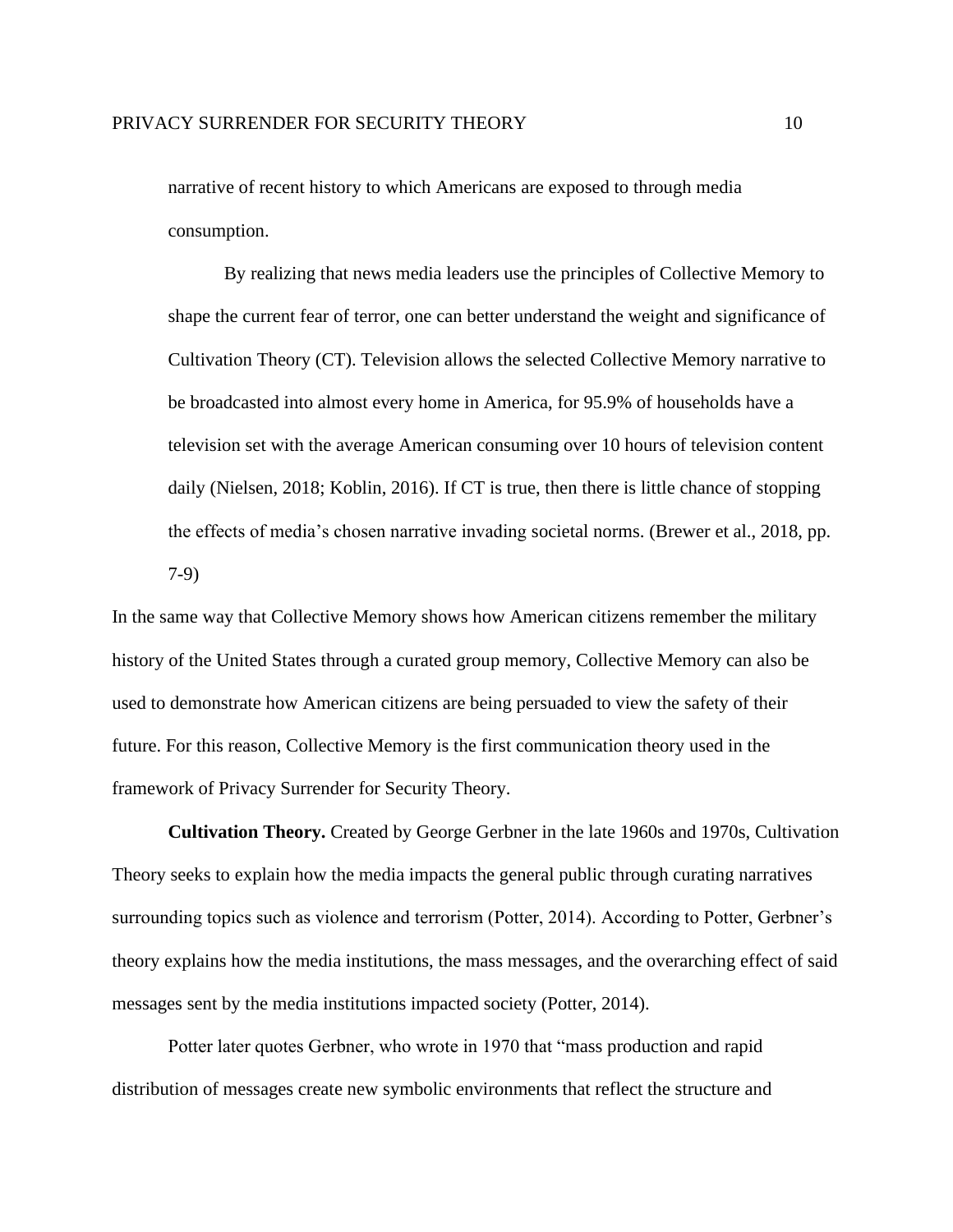> narrative of recent history to which Americans are exposed to through media consumption.
>
> By realizing that news media leaders use the principles of Collective Memory to shape the current fear of terror, one can better understand the weight and significance of Cultivation Theory (CT). Television allows the selected Collective Memory narrative to be broadcasted into almost every home in America, for 95.9% of households have a television set with the average American consuming over 10 hours of television content daily (Nielsen, 2018; Koblin, 2016). If CT is true, then there is little chance of stopping the effects of media's chosen narrative invading societal norms. (Brewer et al., 2018, pp. 7-9)

In the same way that Collective Memory shows how American citizens remember the military history of the United States through a curated group memory, Collective Memory can also be used to demonstrate how American citizens are being persuaded to view the safety of their future. For this reason, Collective Memory is the first communication theory used in the framework of Privacy Surrender for Security Theory.

**Cultivation Theory.** Created by George Gerbner in the late 1960s and 1970s, Cultivation Theory seeks to explain how the media impacts the general public through curating narratives surrounding topics such as violence and terrorism (Potter, 2014). According to Potter, Gerbner's theory explains how the media institutions, the mass messages, and the overarching effect of said messages sent by the media institutions impacted society (Potter, 2014).

Potter later quotes Gerbner, who wrote in 1970 that "mass production and rapid distribution of messages create new symbolic environments that reflect the structure and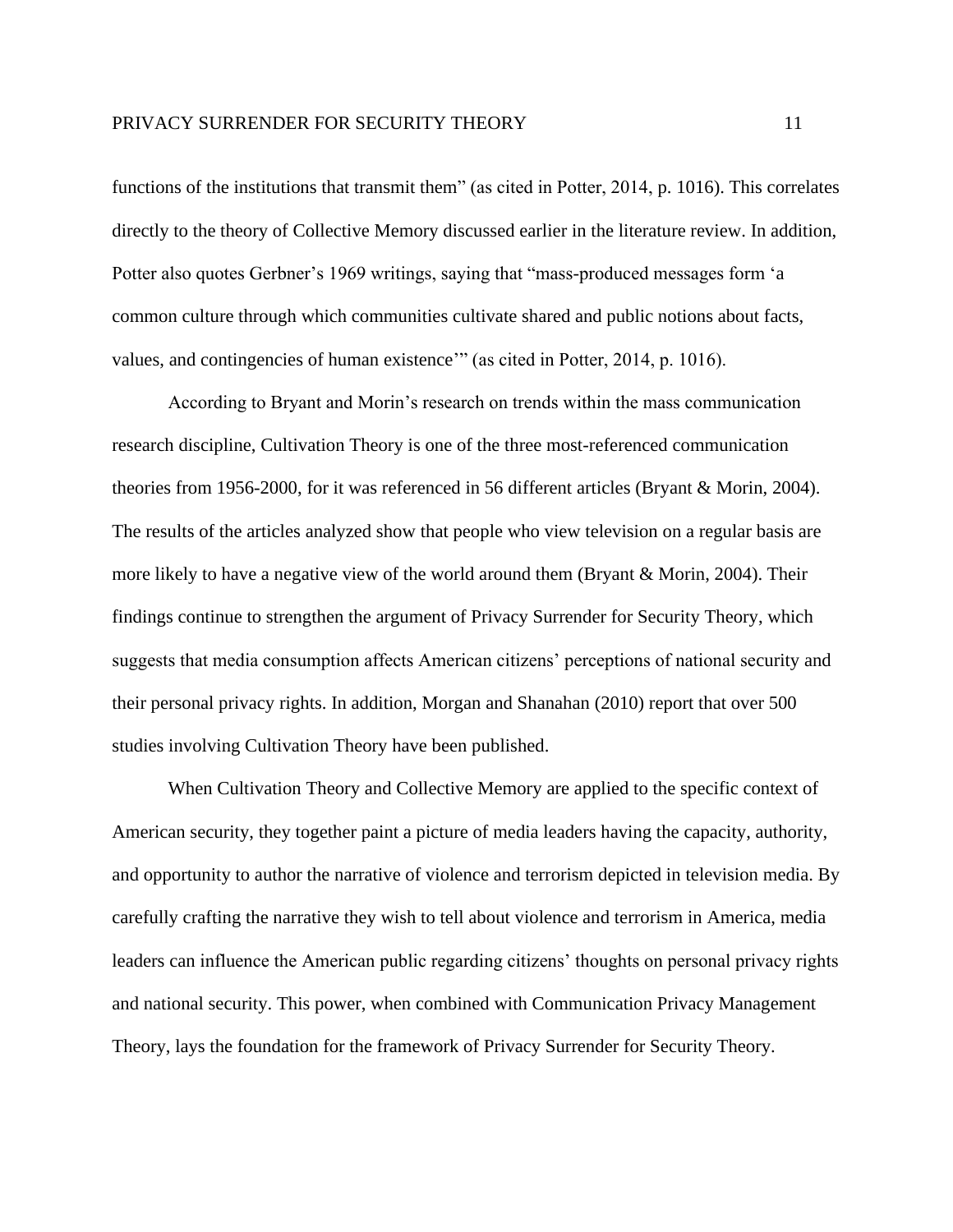functions of the institutions that transmit them" (as cited in Potter, 2014, p. 1016). This correlates directly to the theory of Collective Memory discussed earlier in the literature review. In addition, Potter also quotes Gerbner's 1969 writings, saying that "mass-produced messages form 'a common culture through which communities cultivate shared and public notions about facts, values, and contingencies of human existence'" (as cited in Potter, 2014, p. 1016).

According to Bryant and Morin's research on trends within the mass communication research discipline, Cultivation Theory is one of the three most-referenced communication theories from 1956-2000, for it was referenced in 56 different articles (Bryant & Morin, 2004). The results of the articles analyzed show that people who view television on a regular basis are more likely to have a negative view of the world around them (Bryant & Morin, 2004). Their findings continue to strengthen the argument of Privacy Surrender for Security Theory, which suggests that media consumption affects American citizens' perceptions of national security and their personal privacy rights. In addition, Morgan and Shanahan (2010) report that over 500 studies involving Cultivation Theory have been published.

When Cultivation Theory and Collective Memory are applied to the specific context of American security, they together paint a picture of media leaders having the capacity, authority, and opportunity to author the narrative of violence and terrorism depicted in television media. By carefully crafting the narrative they wish to tell about violence and terrorism in America, media leaders can influence the American public regarding citizens' thoughts on personal privacy rights and national security. This power, when combined with Communication Privacy Management Theory, lays the foundation for the framework of Privacy Surrender for Security Theory.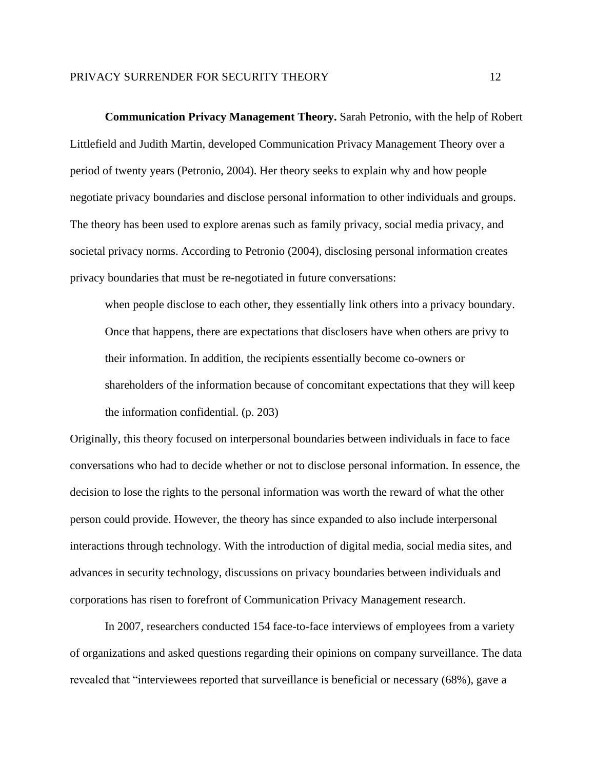**Communication Privacy Management Theory.** Sarah Petronio, with the help of Robert Littlefield and Judith Martin, developed Communication Privacy Management Theory over a period of twenty years (Petronio, 2004). Her theory seeks to explain why and how people negotiate privacy boundaries and disclose personal information to other individuals and groups. The theory has been used to explore arenas such as family privacy, social media privacy, and societal privacy norms. According to Petronio (2004), disclosing personal information creates privacy boundaries that must be re-negotiated in future conversations:

> when people disclose to each other, they essentially link others into a privacy boundary. Once that happens, there are expectations that disclosers have when others are privy to their information. In addition, the recipients essentially become co-owners or shareholders of the information because of concomitant expectations that they will keep the information confidential. (p. 203)

Originally, this theory focused on interpersonal boundaries between individuals in face to face conversations who had to decide whether or not to disclose personal information. In essence, the decision to lose the rights to the personal information was worth the reward of what the other person could provide. However, the theory has since expanded to also include interpersonal interactions through technology. With the introduction of digital media, social media sites, and advances in security technology, discussions on privacy boundaries between individuals and corporations has risen to forefront of Communication Privacy Management research.

In 2007, researchers conducted 154 face-to-face interviews of employees from a variety of organizations and asked questions regarding their opinions on company surveillance. The data revealed that "interviewees reported that surveillance is beneficial or necessary (68%), gave a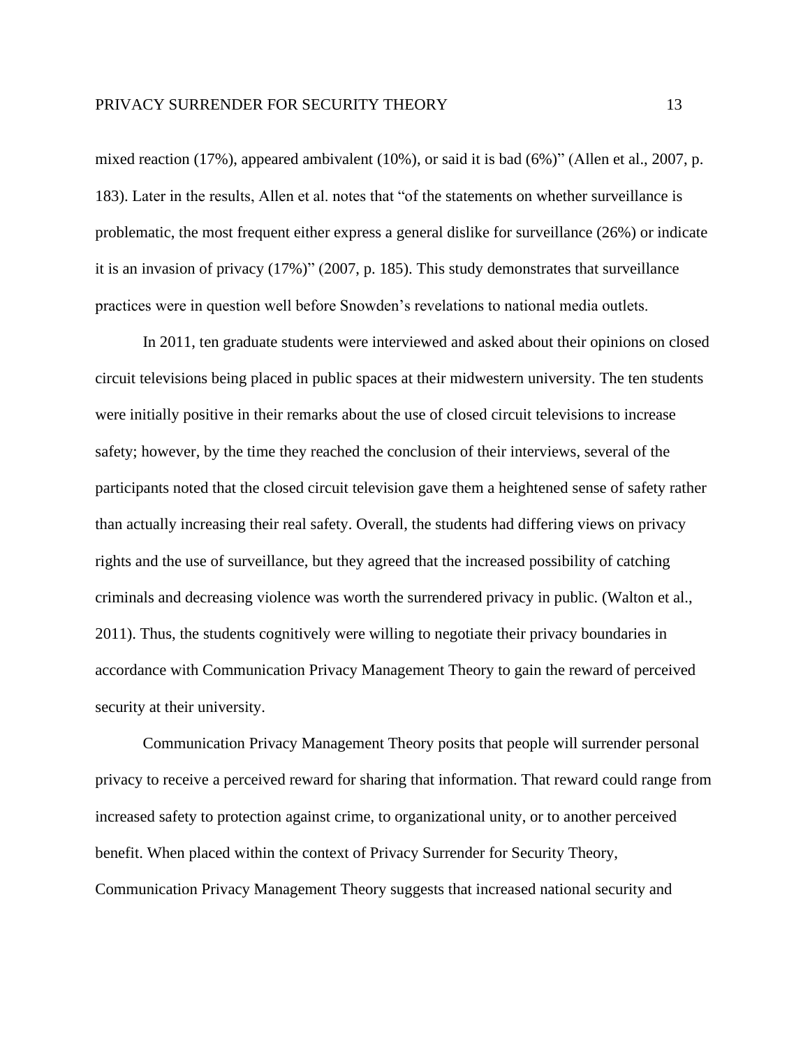mixed reaction (17%), appeared ambivalent (10%), or said it is bad (6%)" (Allen et al., 2007, p. 183). Later in the results, Allen et al. notes that "of the statements on whether surveillance is problematic, the most frequent either express a general dislike for surveillance (26%) or indicate it is an invasion of privacy (17%)" (2007, p. 185). This study demonstrates that surveillance practices were in question well before Snowden's revelations to national media outlets.

In 2011, ten graduate students were interviewed and asked about their opinions on closed circuit televisions being placed in public spaces at their midwestern university. The ten students were initially positive in their remarks about the use of closed circuit televisions to increase safety; however, by the time they reached the conclusion of their interviews, several of the participants noted that the closed circuit television gave them a heightened sense of safety rather than actually increasing their real safety. Overall, the students had differing views on privacy rights and the use of surveillance, but they agreed that the increased possibility of catching criminals and decreasing violence was worth the surrendered privacy in public. (Walton et al., 2011). Thus, the students cognitively were willing to negotiate their privacy boundaries in accordance with Communication Privacy Management Theory to gain the reward of perceived security at their university.

Communication Privacy Management Theory posits that people will surrender personal privacy to receive a perceived reward for sharing that information. That reward could range from increased safety to protection against crime, to organizational unity, or to another perceived benefit. When placed within the context of Privacy Surrender for Security Theory, Communication Privacy Management Theory suggests that increased national security and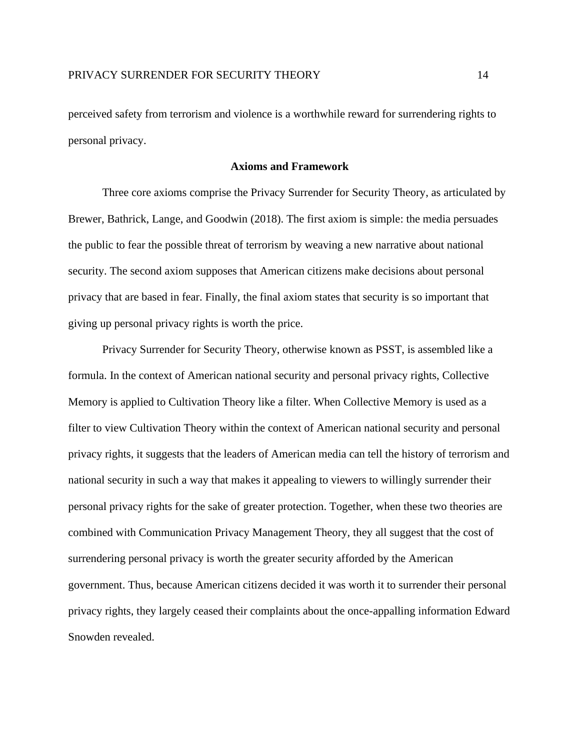perceived safety from terrorism and violence is a worthwhile reward for surrendering rights to personal privacy.

## Axioms and Framework

Three core axioms comprise the Privacy Surrender for Security Theory, as articulated by Brewer, Bathrick, Lange, and Goodwin (2018). The first axiom is simple: the media persuades the public to fear the possible threat of terrorism by weaving a new narrative about national security. The second axiom supposes that American citizens make decisions about personal privacy that are based in fear. Finally, the final axiom states that security is so important that giving up personal privacy rights is worth the price.

Privacy Surrender for Security Theory, otherwise known as PSST, is assembled like a formula. In the context of American national security and personal privacy rights, Collective Memory is applied to Cultivation Theory like a filter. When Collective Memory is used as a filter to view Cultivation Theory within the context of American national security and personal privacy rights, it suggests that the leaders of American media can tell the history of terrorism and national security in such a way that makes it appealing to viewers to willingly surrender their personal privacy rights for the sake of greater protection. Together, when these two theories are combined with Communication Privacy Management Theory, they all suggest that the cost of surrendering personal privacy is worth the greater security afforded by the American government. Thus, because American citizens decided it was worth it to surrender their personal privacy rights, they largely ceased their complaints about the once-appalling information Edward Snowden revealed.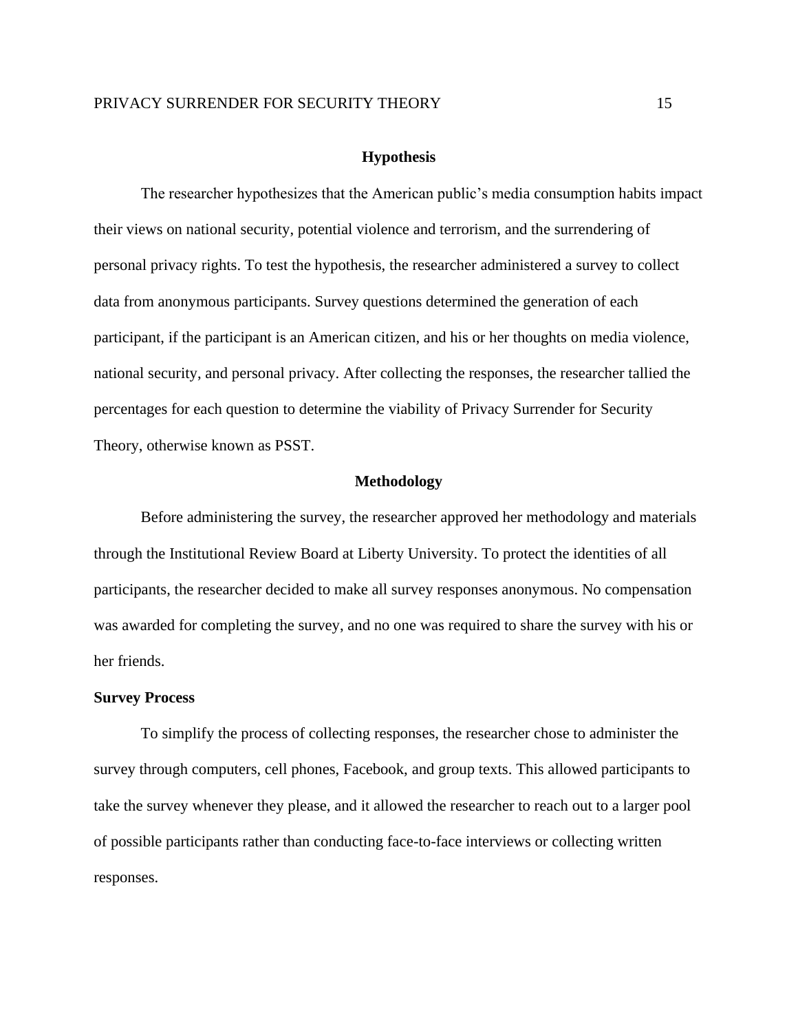## Hypothesis

The researcher hypothesizes that the American public's media consumption habits impact their views on national security, potential violence and terrorism, and the surrendering of personal privacy rights. To test the hypothesis, the researcher administered a survey to collect data from anonymous participants. Survey questions determined the generation of each participant, if the participant is an American citizen, and his or her thoughts on media violence, national security, and personal privacy. After collecting the responses, the researcher tallied the percentages for each question to determine the viability of Privacy Surrender for Security Theory, otherwise known as PSST.

## Methodology

Before administering the survey, the researcher approved her methodology and materials through the Institutional Review Board at Liberty University. To protect the identities of all participants, the researcher decided to make all survey responses anonymous. No compensation was awarded for completing the survey, and no one was required to share the survey with his or her friends.

### Survey Process

To simplify the process of collecting responses, the researcher chose to administer the survey through computers, cell phones, Facebook, and group texts. This allowed participants to take the survey whenever they please, and it allowed the researcher to reach out to a larger pool of possible participants rather than conducting face-to-face interviews or collecting written responses.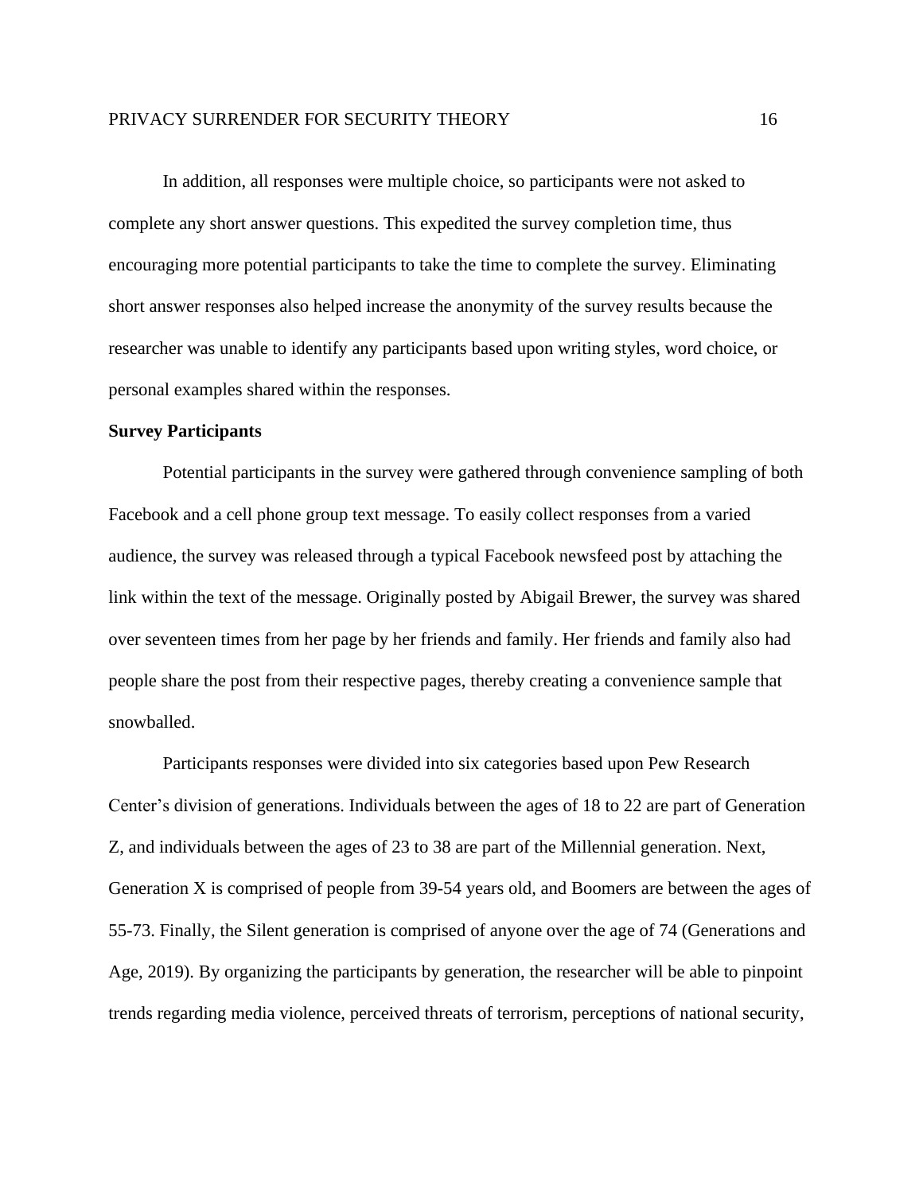In addition, all responses were multiple choice, so participants were not asked to complete any short answer questions. This expedited the survey completion time, thus encouraging more potential participants to take the time to complete the survey. Eliminating short answer responses also helped increase the anonymity of the survey results because the researcher was unable to identify any participants based upon writing styles, word choice, or personal examples shared within the responses.

**Survey Participants**

Potential participants in the survey were gathered through convenience sampling of both Facebook and a cell phone group text message. To easily collect responses from a varied audience, the survey was released through a typical Facebook newsfeed post by attaching the link within the text of the message. Originally posted by Abigail Brewer, the survey was shared over seventeen times from her page by her friends and family. Her friends and family also had people share the post from their respective pages, thereby creating a convenience sample that snowballed.

Participants responses were divided into six categories based upon Pew Research Center's division of generations. Individuals between the ages of 18 to 22 are part of Generation Z, and individuals between the ages of 23 to 38 are part of the Millennial generation. Next, Generation X is comprised of people from 39-54 years old, and Boomers are between the ages of 55-73. Finally, the Silent generation is comprised of anyone over the age of 74 (Generations and Age, 2019). By organizing the participants by generation, the researcher will be able to pinpoint trends regarding media violence, perceived threats of terrorism, perceptions of national security,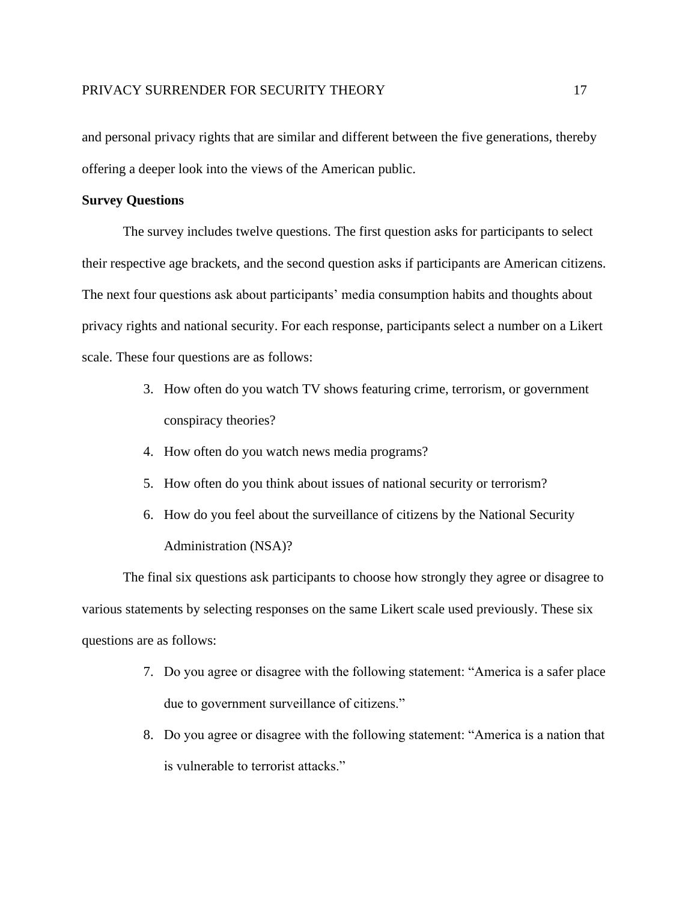and personal privacy rights that are similar and different between the five generations, thereby offering a deeper look into the views of the American public.

**Survey Questions**

The survey includes twelve questions. The first question asks for participants to select their respective age brackets, and the second question asks if participants are American citizens. The next four questions ask about participants' media consumption habits and thoughts about privacy rights and national security. For each response, participants select a number on a Likert scale. These four questions are as follows:

3. How often do you watch TV shows featuring crime, terrorism, or government conspiracy theories?
4. How often do you watch news media programs?
5. How often do you think about issues of national security or terrorism?
6. How do you feel about the surveillance of citizens by the National Security Administration (NSA)?

The final six questions ask participants to choose how strongly they agree or disagree to various statements by selecting responses on the same Likert scale used previously. These six questions are as follows:

7. Do you agree or disagree with the following statement: "America is a safer place due to government surveillance of citizens."
8. Do you agree or disagree with the following statement: "America is a nation that is vulnerable to terrorist attacks."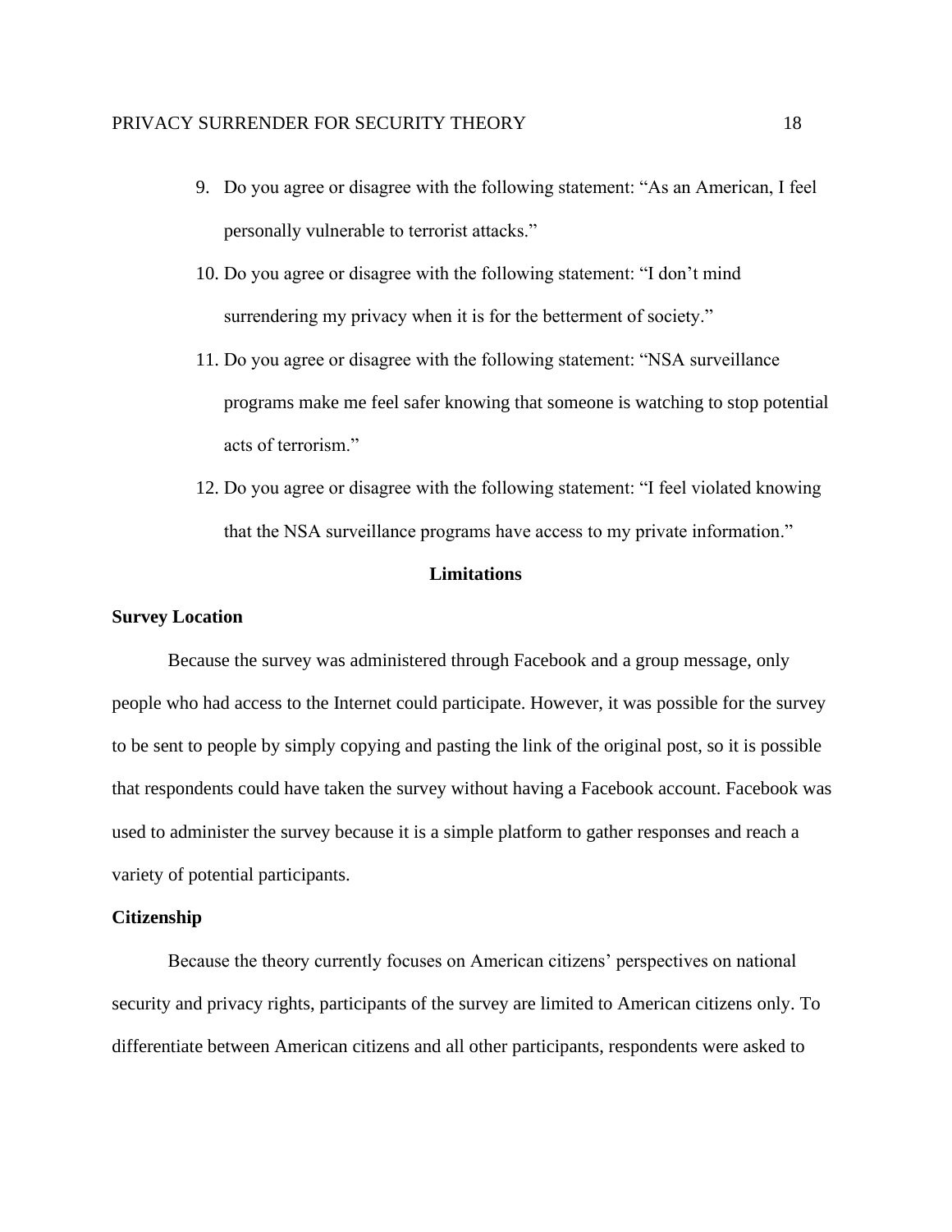9. Do you agree or disagree with the following statement: "As an American, I feel personally vulnerable to terrorist attacks."
10. Do you agree or disagree with the following statement: "I don't mind surrendering my privacy when it is for the betterment of society."
11. Do you agree or disagree with the following statement: "NSA surveillance programs make me feel safer knowing that someone is watching to stop potential acts of terrorism."
12. Do you agree or disagree with the following statement: "I feel violated knowing that the NSA surveillance programs have access to my private information."

## Limitations

### Survey Location

Because the survey was administered through Facebook and a group message, only people who had access to the Internet could participate. However, it was possible for the survey to be sent to people by simply copying and pasting the link of the original post, so it is possible that respondents could have taken the survey without having a Facebook account. Facebook was used to administer the survey because it is a simple platform to gather responses and reach a variety of potential participants.

### Citizenship

Because the theory currently focuses on American citizens' perspectives on national security and privacy rights, participants of the survey are limited to American citizens only. To differentiate between American citizens and all other participants, respondents were asked to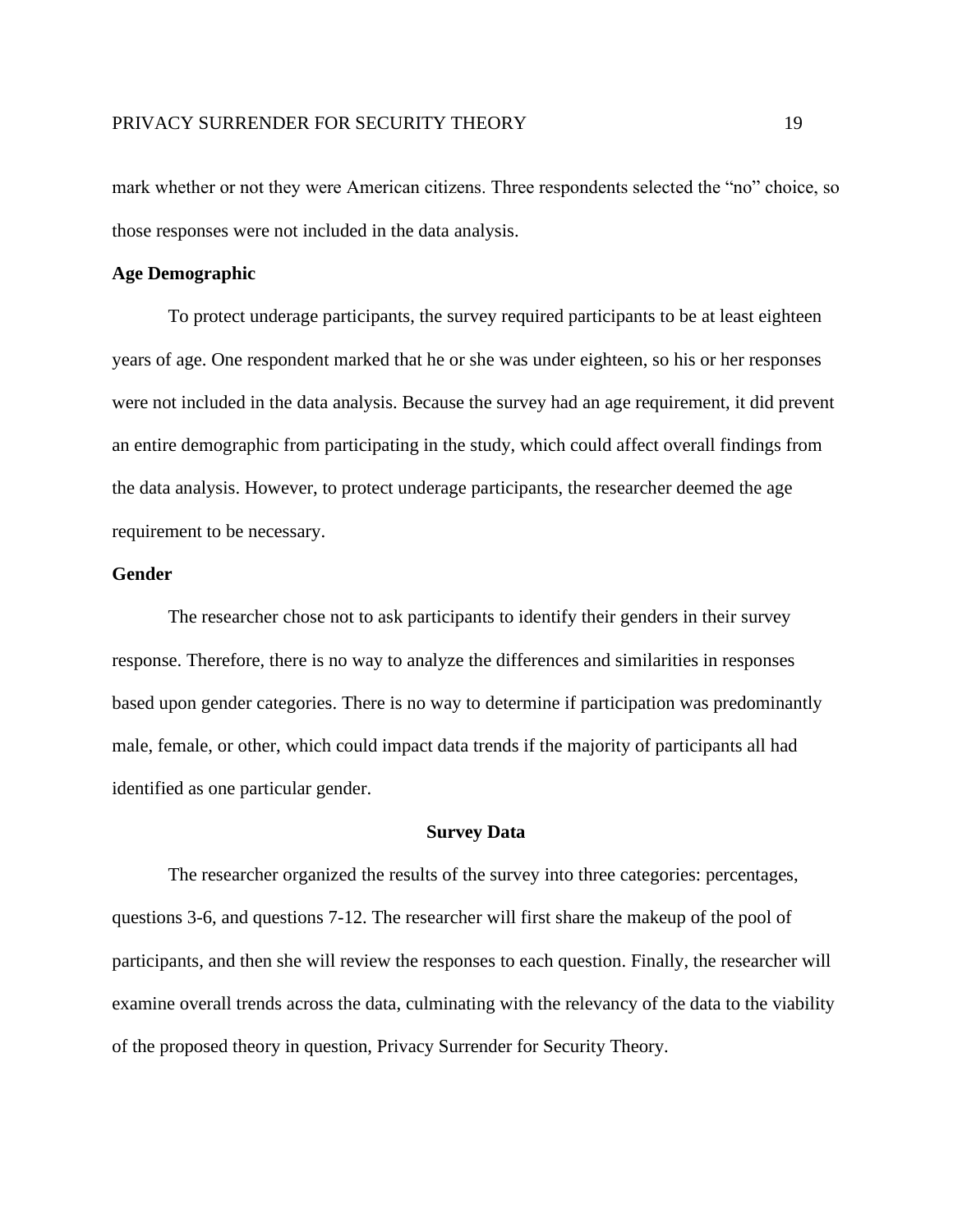mark whether or not they were American citizens. Three respondents selected the "no" choice, so those responses were not included in the data analysis.

**Age Demographic**

To protect underage participants, the survey required participants to be at least eighteen years of age. One respondent marked that he or she was under eighteen, so his or her responses were not included in the data analysis. Because the survey had an age requirement, it did prevent an entire demographic from participating in the study, which could affect overall findings from the data analysis. However, to protect underage participants, the researcher deemed the age requirement to be necessary.

**Gender**

The researcher chose not to ask participants to identify their genders in their survey response. Therefore, there is no way to analyze the differences and similarities in responses based upon gender categories. There is no way to determine if participation was predominantly male, female, or other, which could impact data trends if the majority of participants all had identified as one particular gender.

## Survey Data

The researcher organized the results of the survey into three categories: percentages, questions 3-6, and questions 7-12. The researcher will first share the makeup of the pool of participants, and then she will review the responses to each question. Finally, the researcher will examine overall trends across the data, culminating with the relevancy of the data to the viability of the proposed theory in question, Privacy Surrender for Security Theory.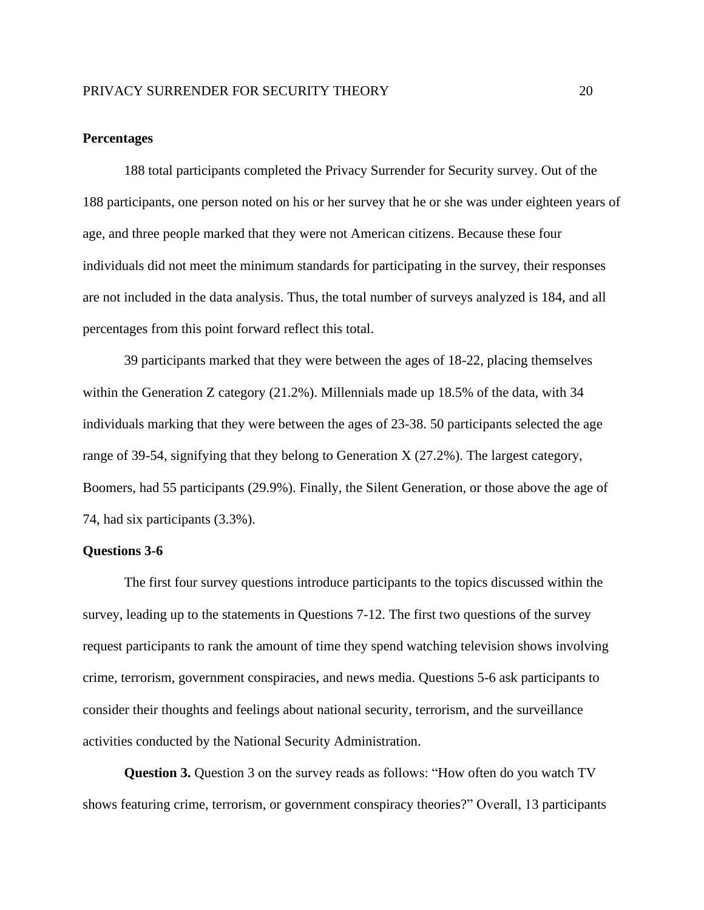## Percentages

188 total participants completed the Privacy Surrender for Security survey. Out of the 188 participants, one person noted on his or her survey that he or she was under eighteen years of age, and three people marked that they were not American citizens. Because these four individuals did not meet the minimum standards for participating in the survey, their responses are not included in the data analysis. Thus, the total number of surveys analyzed is 184, and all percentages from this point forward reflect this total.

39 participants marked that they were between the ages of 18-22, placing themselves within the Generation Z category (21.2%). Millennials made up 18.5% of the data, with 34 individuals marking that they were between the ages of 23-38. 50 participants selected the age range of 39-54, signifying that they belong to Generation X (27.2%). The largest category, Boomers, had 55 participants (29.9%). Finally, the Silent Generation, or those above the age of 74, had six participants (3.3%).

## Questions 3-6

The first four survey questions introduce participants to the topics discussed within the survey, leading up to the statements in Questions 7-12. The first two questions of the survey request participants to rank the amount of time they spend watching television shows involving crime, terrorism, government conspiracies, and news media. Questions 5-6 ask participants to consider their thoughts and feelings about national security, terrorism, and the surveillance activities conducted by the National Security Administration.

**Question 3.** Question 3 on the survey reads as follows: "How often do you watch TV shows featuring crime, terrorism, or government conspiracy theories?" Overall, 13 participants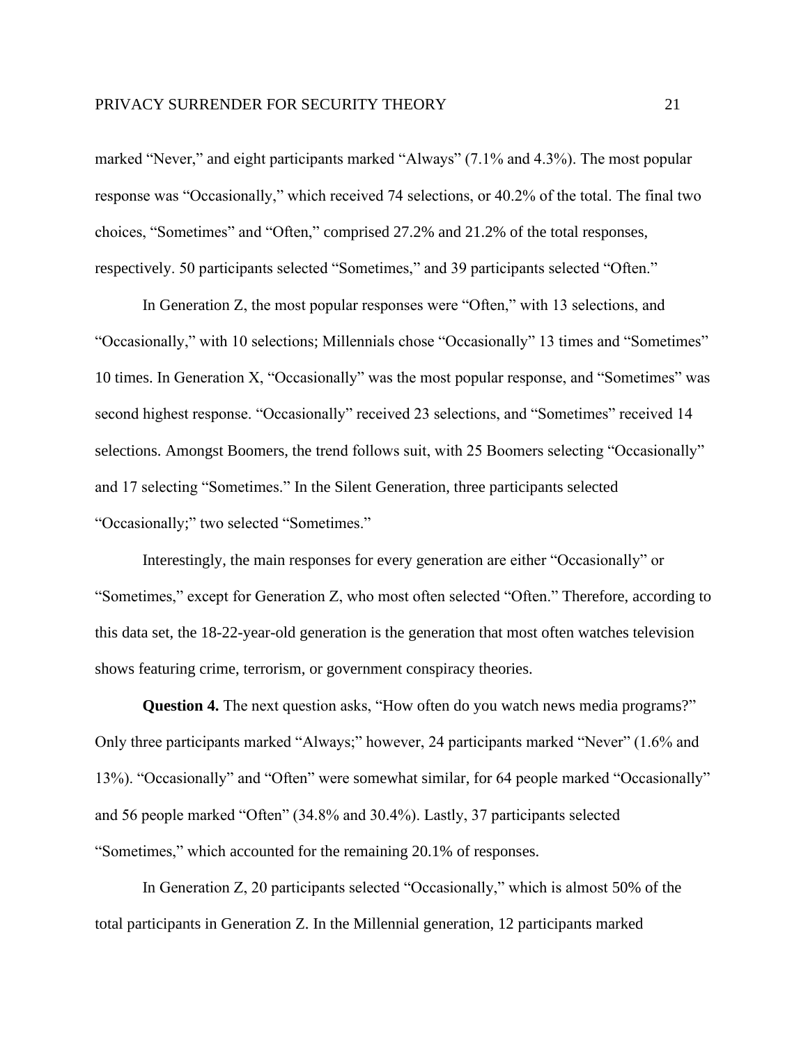marked “Never,” and eight participants marked “Always” (7.1% and 4.3%). The most popular response was “Occasionally,” which received 74 selections, or 40.2% of the total. The final two choices, “Sometimes” and “Often,” comprised 27.2% and 21.2% of the total responses, respectively. 50 participants selected “Sometimes,” and 39 participants selected “Often.”

In Generation Z, the most popular responses were “Often,” with 13 selections, and “Occasionally,” with 10 selections; Millennials chose “Occasionally” 13 times and “Sometimes” 10 times. In Generation X, “Occasionally” was the most popular response, and “Sometimes” was second highest response. “Occasionally” received 23 selections, and “Sometimes” received 14 selections. Amongst Boomers, the trend follows suit, with 25 Boomers selecting “Occasionally” and 17 selecting “Sometimes.” In the Silent Generation, three participants selected “Occasionally;” two selected “Sometimes.”

Interestingly, the main responses for every generation are either “Occasionally” or “Sometimes,” except for Generation Z, who most often selected “Often.” Therefore, according to this data set, the 18-22-year-old generation is the generation that most often watches television shows featuring crime, terrorism, or government conspiracy theories.

**Question 4.** The next question asks, “How often do you watch news media programs?” Only three participants marked “Always;” however, 24 participants marked “Never” (1.6% and 13%). “Occasionally” and “Often” were somewhat similar, for 64 people marked “Occasionally” and 56 people marked “Often” (34.8% and 30.4%). Lastly, 37 participants selected “Sometimes,” which accounted for the remaining 20.1% of responses.

In Generation Z, 20 participants selected “Occasionally,” which is almost 50% of the total participants in Generation Z. In the Millennial generation, 12 participants marked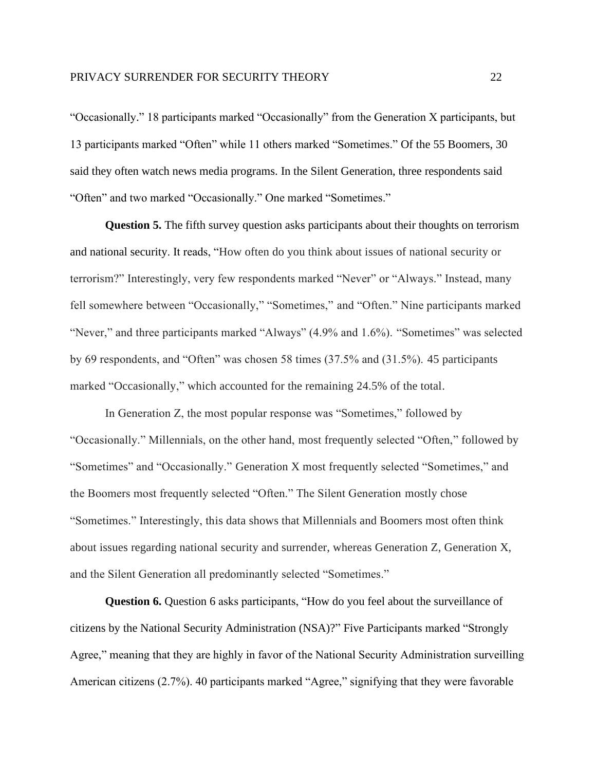“Occasionally.” 18 participants marked “Occasionally” from the Generation X participants, but 13 participants marked “Often” while 11 others marked “Sometimes.” Of the 55 Boomers, 30 said they often watch news media programs. In the Silent Generation, three respondents said “Often” and two marked “Occasionally.” One marked “Sometimes.”

**Question 5.** The fifth survey question asks participants about their thoughts on terrorism and national security. It reads, “How often do you think about issues of national security or terrorism?” Interestingly, very few respondents marked “Never” or “Always.” Instead, many fell somewhere between “Occasionally,” “Sometimes,” and “Often.” Nine participants marked “Never,” and three participants marked “Always” (4.9% and 1.6%). “Sometimes” was selected by 69 respondents, and “Often” was chosen 58 times (37.5% and (31.5%). 45 participants marked “Occasionally,” which accounted for the remaining 24.5% of the total.

In Generation Z, the most popular response was “Sometimes,” followed by “Occasionally.” Millennials, on the other hand, most frequently selected “Often,” followed by “Sometimes” and “Occasionally.” Generation X most frequently selected “Sometimes,” and the Boomers most frequently selected “Often.” The Silent Generation mostly chose “Sometimes.” Interestingly, this data shows that Millennials and Boomers most often think about issues regarding national security and surrender, whereas Generation Z, Generation X, and the Silent Generation all predominantly selected “Sometimes.”

**Question 6.** Question 6 asks participants, “How do you feel about the surveillance of citizens by the National Security Administration (NSA)?” Five Participants marked “Strongly Agree,” meaning that they are highly in favor of the National Security Administration surveilling American citizens (2.7%). 40 participants marked “Agree,” signifying that they were favorable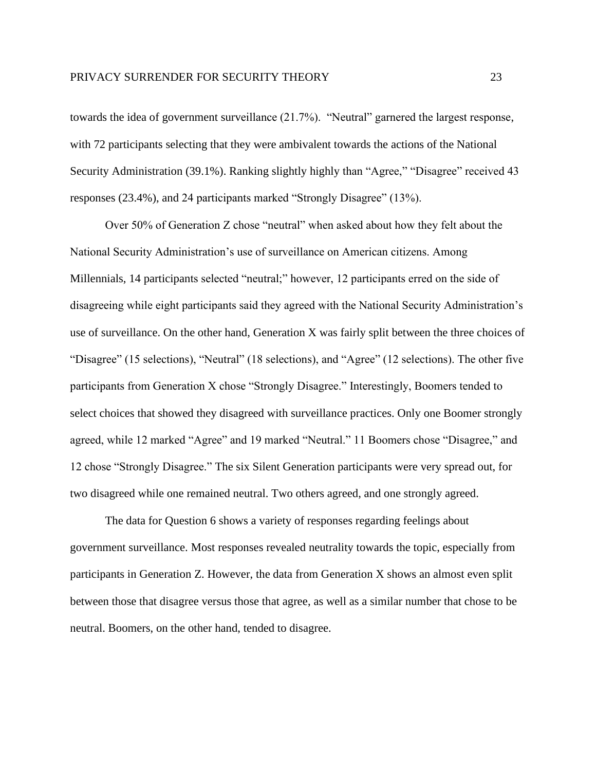towards the idea of government surveillance (21.7%). "Neutral" garnered the largest response, with 72 participants selecting that they were ambivalent towards the actions of the National Security Administration (39.1%). Ranking slightly highly than "Agree," "Disagree" received 43 responses (23.4%), and 24 participants marked "Strongly Disagree" (13%).

Over 50% of Generation Z chose "neutral" when asked about how they felt about the National Security Administration's use of surveillance on American citizens. Among Millennials, 14 participants selected "neutral;" however, 12 participants erred on the side of disagreeing while eight participants said they agreed with the National Security Administration's use of surveillance. On the other hand, Generation X was fairly split between the three choices of "Disagree" (15 selections), "Neutral" (18 selections), and "Agree" (12 selections). The other five participants from Generation X chose "Strongly Disagree." Interestingly, Boomers tended to select choices that showed they disagreed with surveillance practices. Only one Boomer strongly agreed, while 12 marked "Agree" and 19 marked "Neutral." 11 Boomers chose "Disagree," and 12 chose "Strongly Disagree." The six Silent Generation participants were very spread out, for two disagreed while one remained neutral. Two others agreed, and one strongly agreed.

The data for Question 6 shows a variety of responses regarding feelings about government surveillance. Most responses revealed neutrality towards the topic, especially from participants in Generation Z. However, the data from Generation X shows an almost even split between those that disagree versus those that agree, as well as a similar number that chose to be neutral. Boomers, on the other hand, tended to disagree.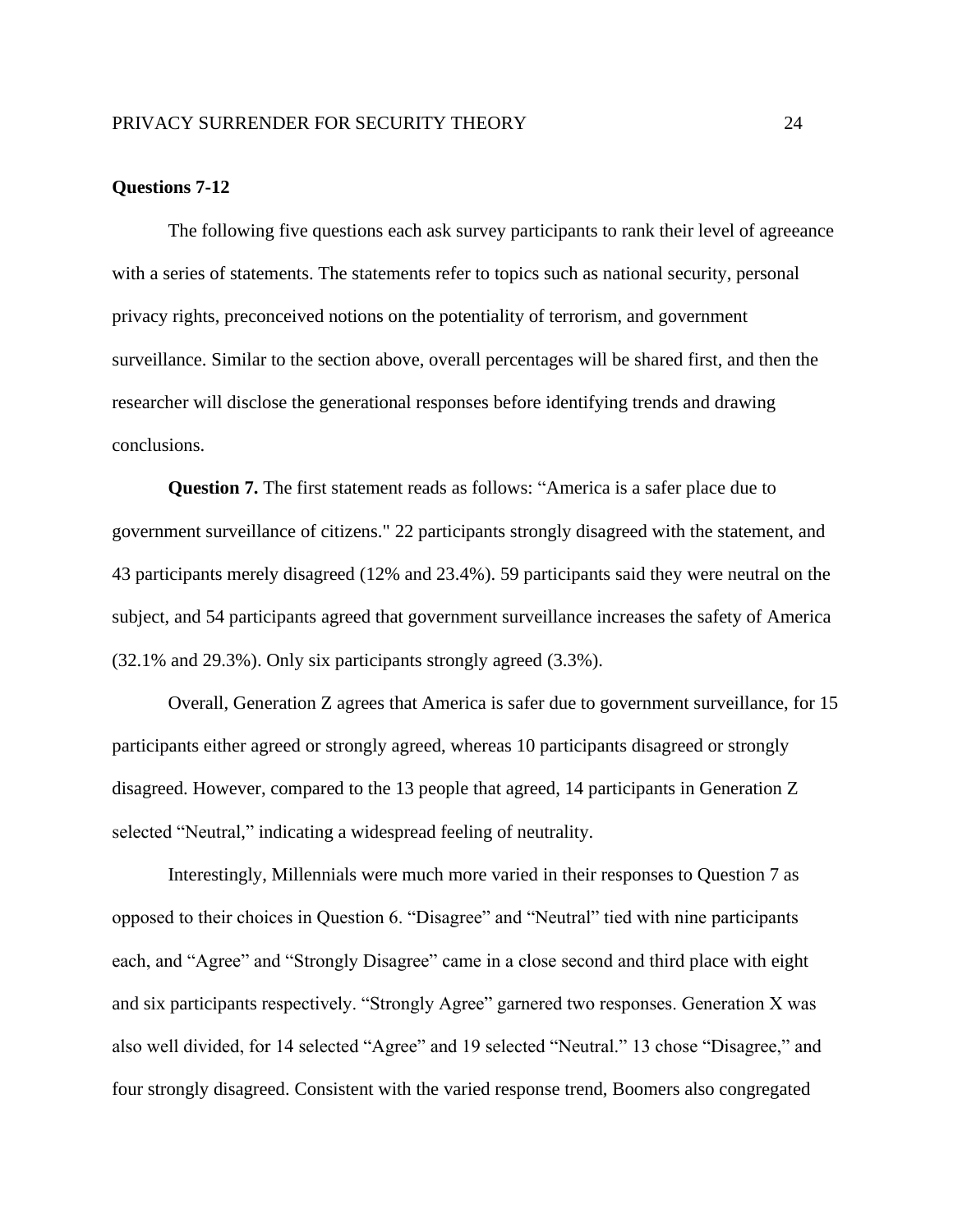**Questions 7-12**

The following five questions each ask survey participants to rank their level of agreeance with a series of statements. The statements refer to topics such as national security, personal privacy rights, preconceived notions on the potentiality of terrorism, and government surveillance. Similar to the section above, overall percentages will be shared first, and then the researcher will disclose the generational responses before identifying trends and drawing conclusions.

**Question 7.** The first statement reads as follows: “America is a safer place due to government surveillance of citizens." 22 participants strongly disagreed with the statement, and 43 participants merely disagreed (12% and 23.4%). 59 participants said they were neutral on the subject, and 54 participants agreed that government surveillance increases the safety of America (32.1% and 29.3%). Only six participants strongly agreed (3.3%).

Overall, Generation Z agrees that America is safer due to government surveillance, for 15 participants either agreed or strongly agreed, whereas 10 participants disagreed or strongly disagreed. However, compared to the 13 people that agreed, 14 participants in Generation Z selected “Neutral,” indicating a widespread feeling of neutrality.

Interestingly, Millennials were much more varied in their responses to Question 7 as opposed to their choices in Question 6. “Disagree” and “Neutral” tied with nine participants each, and “Agree” and “Strongly Disagree” came in a close second and third place with eight and six participants respectively. “Strongly Agree” garnered two responses. Generation X was also well divided, for 14 selected “Agree” and 19 selected “Neutral.” 13 chose “Disagree,” and four strongly disagreed. Consistent with the varied response trend, Boomers also congregated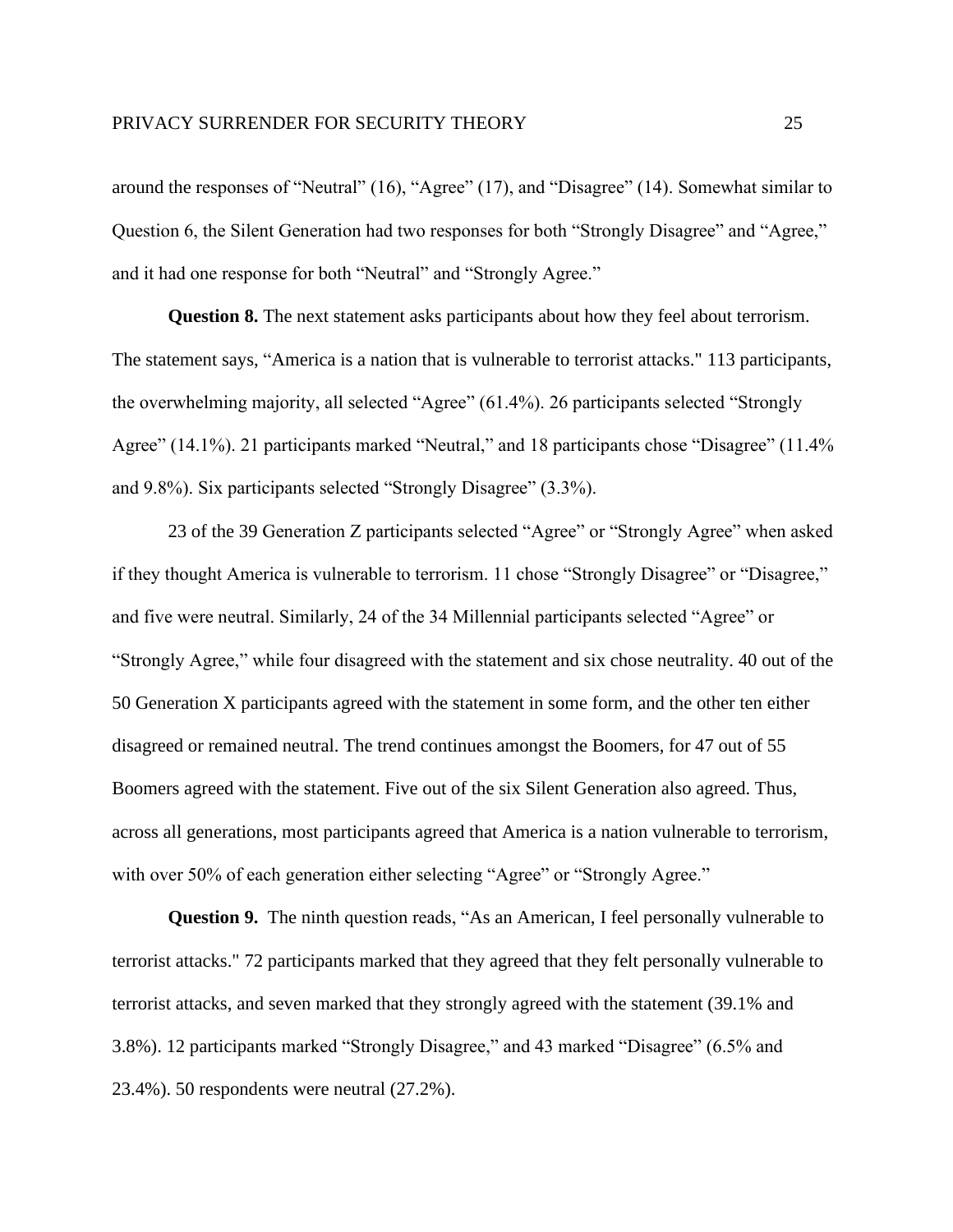around the responses of “Neutral” (16), “Agree” (17), and “Disagree” (14). Somewhat similar to Question 6, the Silent Generation had two responses for both “Strongly Disagree” and “Agree,” and it had one response for both “Neutral” and “Strongly Agree.”

**Question 8.** The next statement asks participants about how they feel about terrorism. The statement says, “America is a nation that is vulnerable to terrorist attacks." 113 participants, the overwhelming majority, all selected “Agree” (61.4%). 26 participants selected “Strongly Agree” (14.1%). 21 participants marked “Neutral,” and 18 participants chose “Disagree” (11.4% and 9.8%). Six participants selected “Strongly Disagree” (3.3%).

23 of the 39 Generation Z participants selected “Agree” or “Strongly Agree” when asked if they thought America is vulnerable to terrorism. 11 chose “Strongly Disagree” or “Disagree,” and five were neutral. Similarly, 24 of the 34 Millennial participants selected “Agree” or “Strongly Agree,” while four disagreed with the statement and six chose neutrality. 40 out of the 50 Generation X participants agreed with the statement in some form, and the other ten either disagreed or remained neutral. The trend continues amongst the Boomers, for 47 out of 55 Boomers agreed with the statement. Five out of the six Silent Generation also agreed. Thus, across all generations, most participants agreed that America is a nation vulnerable to terrorism, with over 50% of each generation either selecting “Agree” or “Strongly Agree.”

**Question 9.** The ninth question reads, “As an American, I feel personally vulnerable to terrorist attacks." 72 participants marked that they agreed that they felt personally vulnerable to terrorist attacks, and seven marked that they strongly agreed with the statement (39.1% and 3.8%). 12 participants marked “Strongly Disagree,” and 43 marked “Disagree” (6.5% and 23.4%). 50 respondents were neutral (27.2%).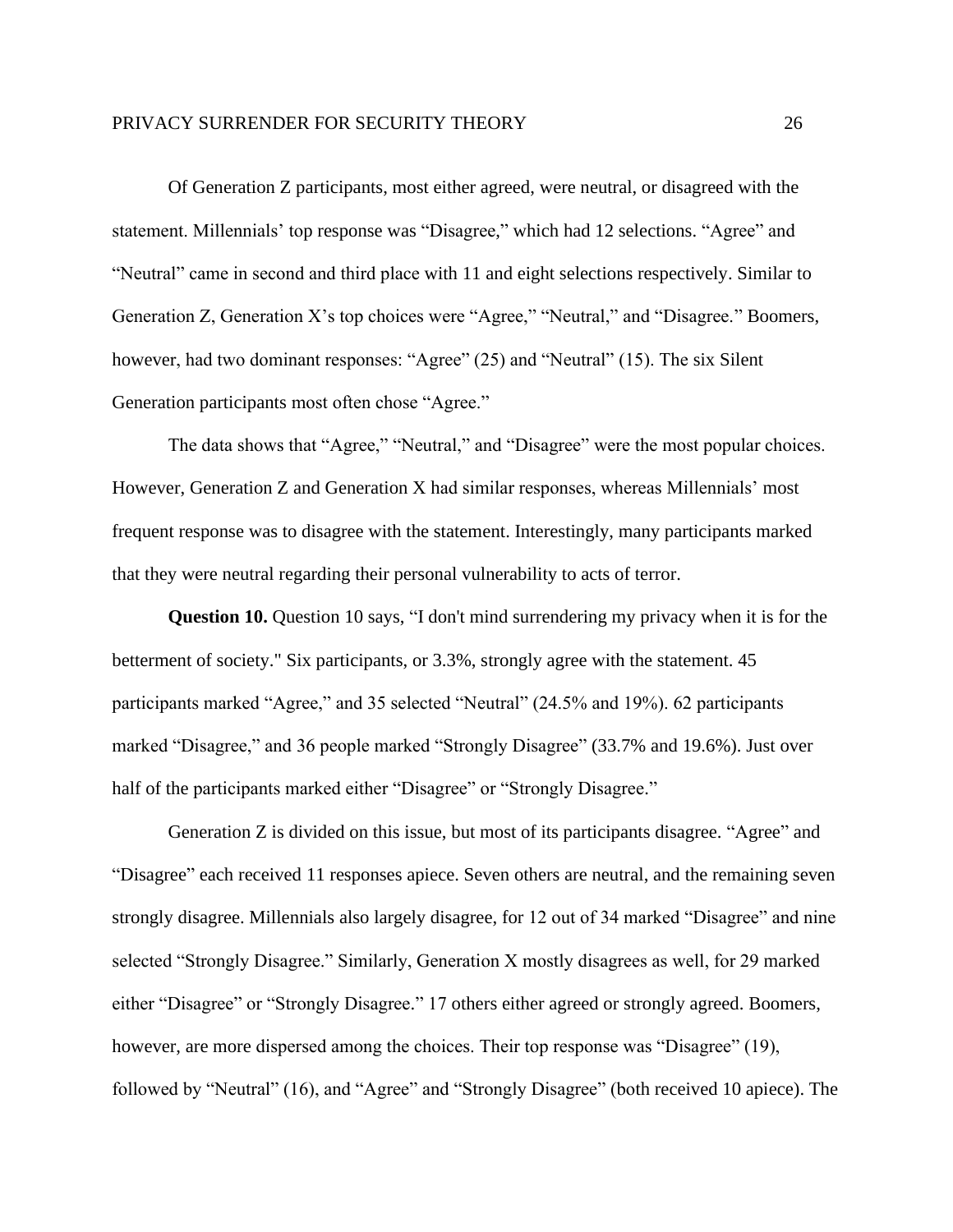Of Generation Z participants, most either agreed, were neutral, or disagreed with the statement. Millennials' top response was "Disagree," which had 12 selections. "Agree" and "Neutral" came in second and third place with 11 and eight selections respectively. Similar to Generation Z, Generation X's top choices were "Agree," "Neutral," and "Disagree." Boomers, however, had two dominant responses: "Agree" (25) and "Neutral" (15). The six Silent Generation participants most often chose "Agree."

The data shows that "Agree," "Neutral," and "Disagree" were the most popular choices. However, Generation Z and Generation X had similar responses, whereas Millennials' most frequent response was to disagree with the statement. Interestingly, many participants marked that they were neutral regarding their personal vulnerability to acts of terror.

**Question 10.** Question 10 says, "I don't mind surrendering my privacy when it is for the betterment of society." Six participants, or 3.3%, strongly agree with the statement. 45 participants marked "Agree," and 35 selected "Neutral" (24.5% and 19%). 62 participants marked "Disagree," and 36 people marked "Strongly Disagree" (33.7% and 19.6%). Just over half of the participants marked either "Disagree" or "Strongly Disagree."

Generation Z is divided on this issue, but most of its participants disagree. "Agree" and "Disagree" each received 11 responses apiece. Seven others are neutral, and the remaining seven strongly disagree. Millennials also largely disagree, for 12 out of 34 marked "Disagree" and nine selected "Strongly Disagree." Similarly, Generation X mostly disagrees as well, for 29 marked either "Disagree" or "Strongly Disagree." 17 others either agreed or strongly agreed. Boomers, however, are more dispersed among the choices. Their top response was "Disagree" (19), followed by "Neutral" (16), and "Agree" and "Strongly Disagree" (both received 10 apiece). The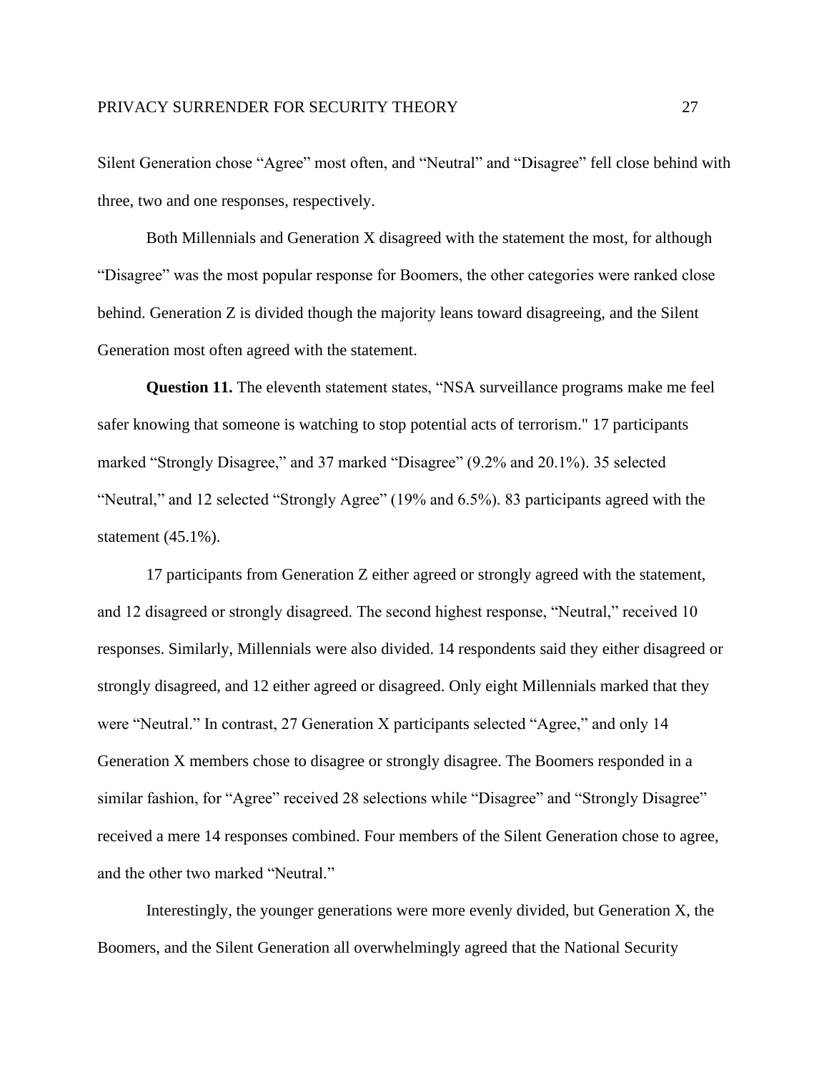Silent Generation chose "Agree" most often, and "Neutral" and "Disagree" fell close behind with three, two and one responses, respectively.

Both Millennials and Generation X disagreed with the statement the most, for although "Disagree" was the most popular response for Boomers, the other categories were ranked close behind. Generation Z is divided though the majority leans toward disagreeing, and the Silent Generation most often agreed with the statement.

**Question 11.** The eleventh statement states, "NSA surveillance programs make me feel safer knowing that someone is watching to stop potential acts of terrorism." 17 participants marked "Strongly Disagree," and 37 marked "Disagree" (9.2% and 20.1%). 35 selected "Neutral," and 12 selected "Strongly Agree" (19% and 6.5%). 83 participants agreed with the statement (45.1%).

17 participants from Generation Z either agreed or strongly agreed with the statement, and 12 disagreed or strongly disagreed. The second highest response, "Neutral," received 10 responses. Similarly, Millennials were also divided. 14 respondents said they either disagreed or strongly disagreed, and 12 either agreed or disagreed. Only eight Millennials marked that they were "Neutral." In contrast, 27 Generation X participants selected "Agree," and only 14 Generation X members chose to disagree or strongly disagree. The Boomers responded in a similar fashion, for "Agree" received 28 selections while "Disagree" and "Strongly Disagree" received a mere 14 responses combined. Four members of the Silent Generation chose to agree, and the other two marked "Neutral."

Interestingly, the younger generations were more evenly divided, but Generation X, the Boomers, and the Silent Generation all overwhelmingly agreed that the National Security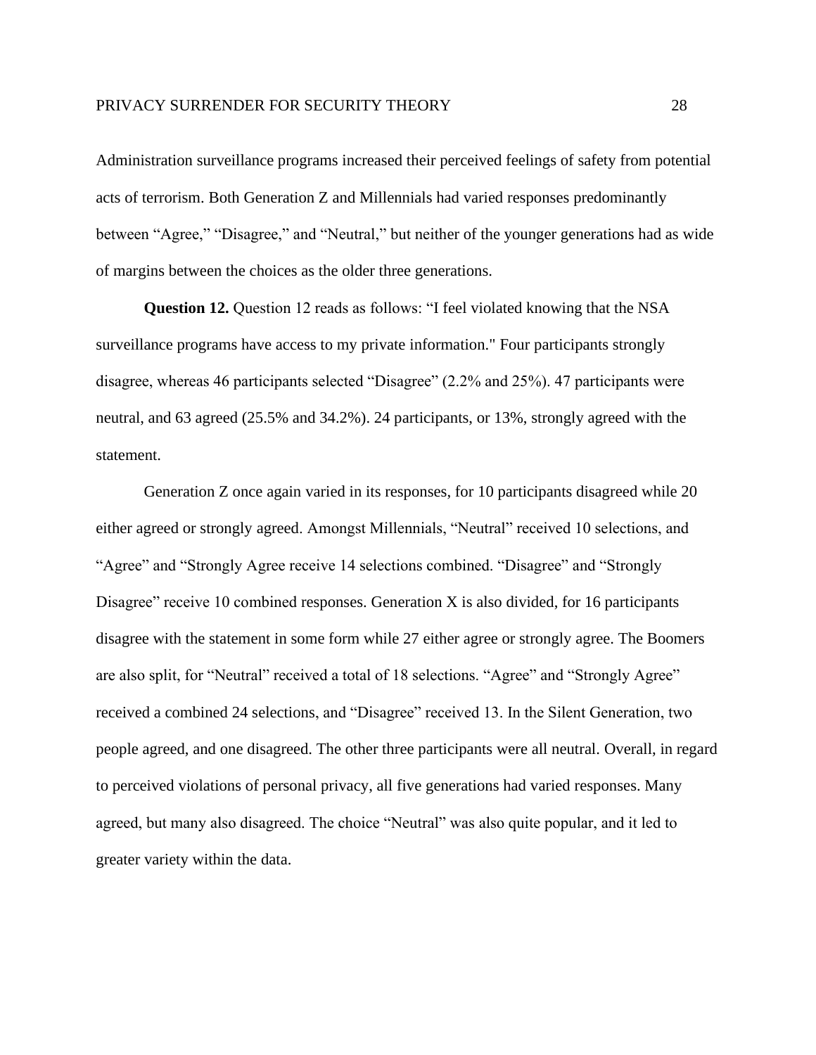Administration surveillance programs increased their perceived feelings of safety from potential acts of terrorism. Both Generation Z and Millennials had varied responses predominantly between "Agree," "Disagree," and "Neutral," but neither of the younger generations had as wide of margins between the choices as the older three generations.

**Question 12.** Question 12 reads as follows: "I feel violated knowing that the NSA surveillance programs have access to my private information." Four participants strongly disagree, whereas 46 participants selected "Disagree" (2.2% and 25%). 47 participants were neutral, and 63 agreed (25.5% and 34.2%). 24 participants, or 13%, strongly agreed with the statement.

Generation Z once again varied in its responses, for 10 participants disagreed while 20 either agreed or strongly agreed. Amongst Millennials, "Neutral" received 10 selections, and "Agree" and "Strongly Agree receive 14 selections combined. "Disagree" and "Strongly Disagree" receive 10 combined responses. Generation X is also divided, for 16 participants disagree with the statement in some form while 27 either agree or strongly agree. The Boomers are also split, for "Neutral" received a total of 18 selections. "Agree" and "Strongly Agree" received a combined 24 selections, and "Disagree" received 13. In the Silent Generation, two people agreed, and one disagreed. The other three participants were all neutral. Overall, in regard to perceived violations of personal privacy, all five generations had varied responses. Many agreed, but many also disagreed. The choice "Neutral" was also quite popular, and it led to greater variety within the data.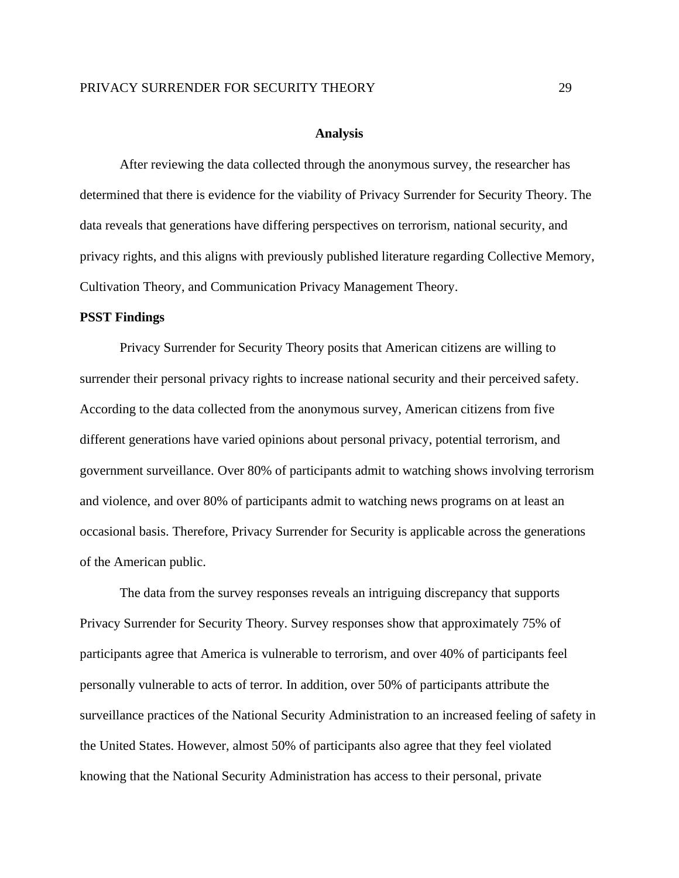## Analysis

After reviewing the data collected through the anonymous survey, the researcher has determined that there is evidence for the viability of Privacy Surrender for Security Theory. The data reveals that generations have differing perspectives on terrorism, national security, and privacy rights, and this aligns with previously published literature regarding Collective Memory, Cultivation Theory, and Communication Privacy Management Theory.

### PSST Findings

Privacy Surrender for Security Theory posits that American citizens are willing to surrender their personal privacy rights to increase national security and their perceived safety. According to the data collected from the anonymous survey, American citizens from five different generations have varied opinions about personal privacy, potential terrorism, and government surveillance. Over 80% of participants admit to watching shows involving terrorism and violence, and over 80% of participants admit to watching news programs on at least an occasional basis. Therefore, Privacy Surrender for Security is applicable across the generations of the American public.

The data from the survey responses reveals an intriguing discrepancy that supports Privacy Surrender for Security Theory. Survey responses show that approximately 75% of participants agree that America is vulnerable to terrorism, and over 40% of participants feel personally vulnerable to acts of terror. In addition, over 50% of participants attribute the surveillance practices of the National Security Administration to an increased feeling of safety in the United States. However, almost 50% of participants also agree that they feel violated knowing that the National Security Administration has access to their personal, private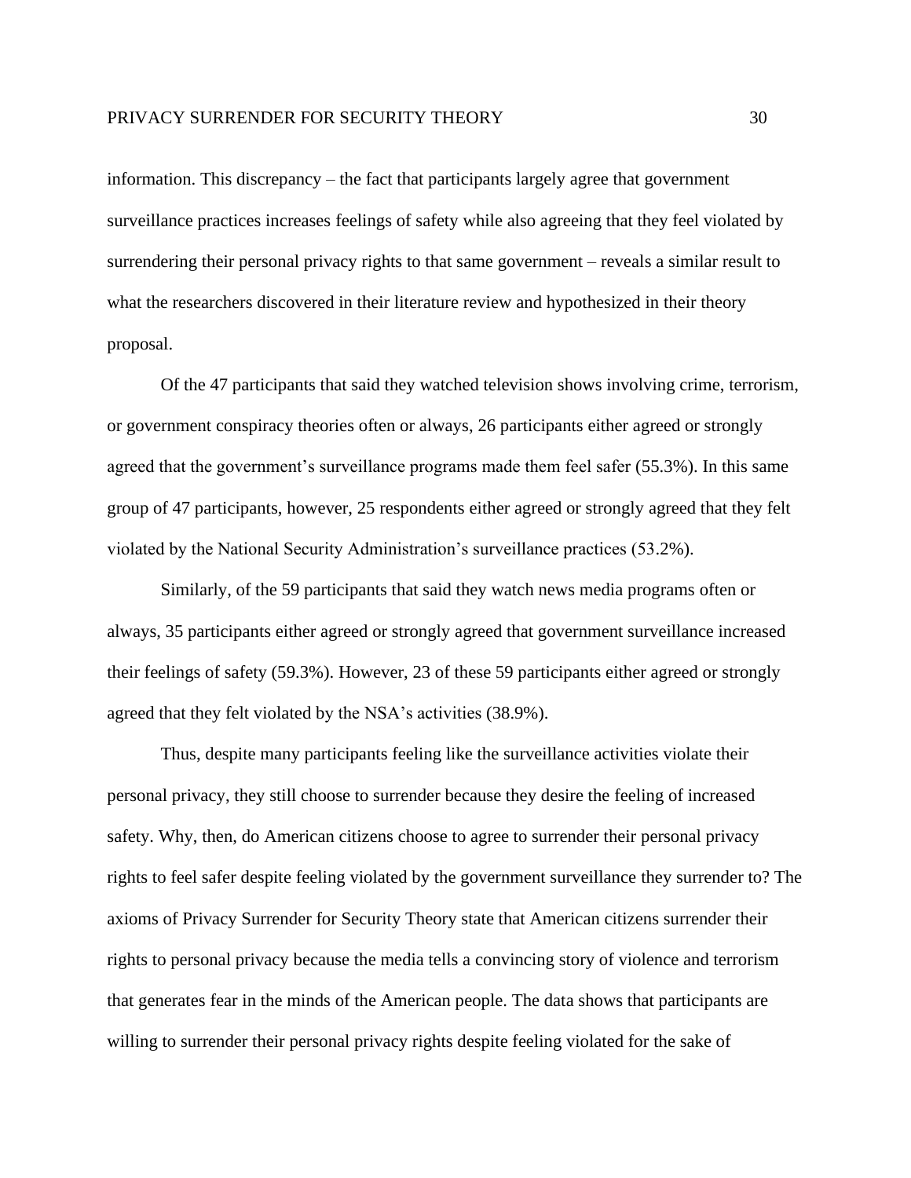information. This discrepancy – the fact that participants largely agree that government surveillance practices increases feelings of safety while also agreeing that they feel violated by surrendering their personal privacy rights to that same government – reveals a similar result to what the researchers discovered in their literature review and hypothesized in their theory proposal.

Of the 47 participants that said they watched television shows involving crime, terrorism, or government conspiracy theories often or always, 26 participants either agreed or strongly agreed that the government's surveillance programs made them feel safer (55.3%). In this same group of 47 participants, however, 25 respondents either agreed or strongly agreed that they felt violated by the National Security Administration's surveillance practices (53.2%).

Similarly, of the 59 participants that said they watch news media programs often or always, 35 participants either agreed or strongly agreed that government surveillance increased their feelings of safety (59.3%). However, 23 of these 59 participants either agreed or strongly agreed that they felt violated by the NSA's activities (38.9%).

Thus, despite many participants feeling like the surveillance activities violate their personal privacy, they still choose to surrender because they desire the feeling of increased safety. Why, then, do American citizens choose to agree to surrender their personal privacy rights to feel safer despite feeling violated by the government surveillance they surrender to? The axioms of Privacy Surrender for Security Theory state that American citizens surrender their rights to personal privacy because the media tells a convincing story of violence and terrorism that generates fear in the minds of the American people. The data shows that participants are willing to surrender their personal privacy rights despite feeling violated for the sake of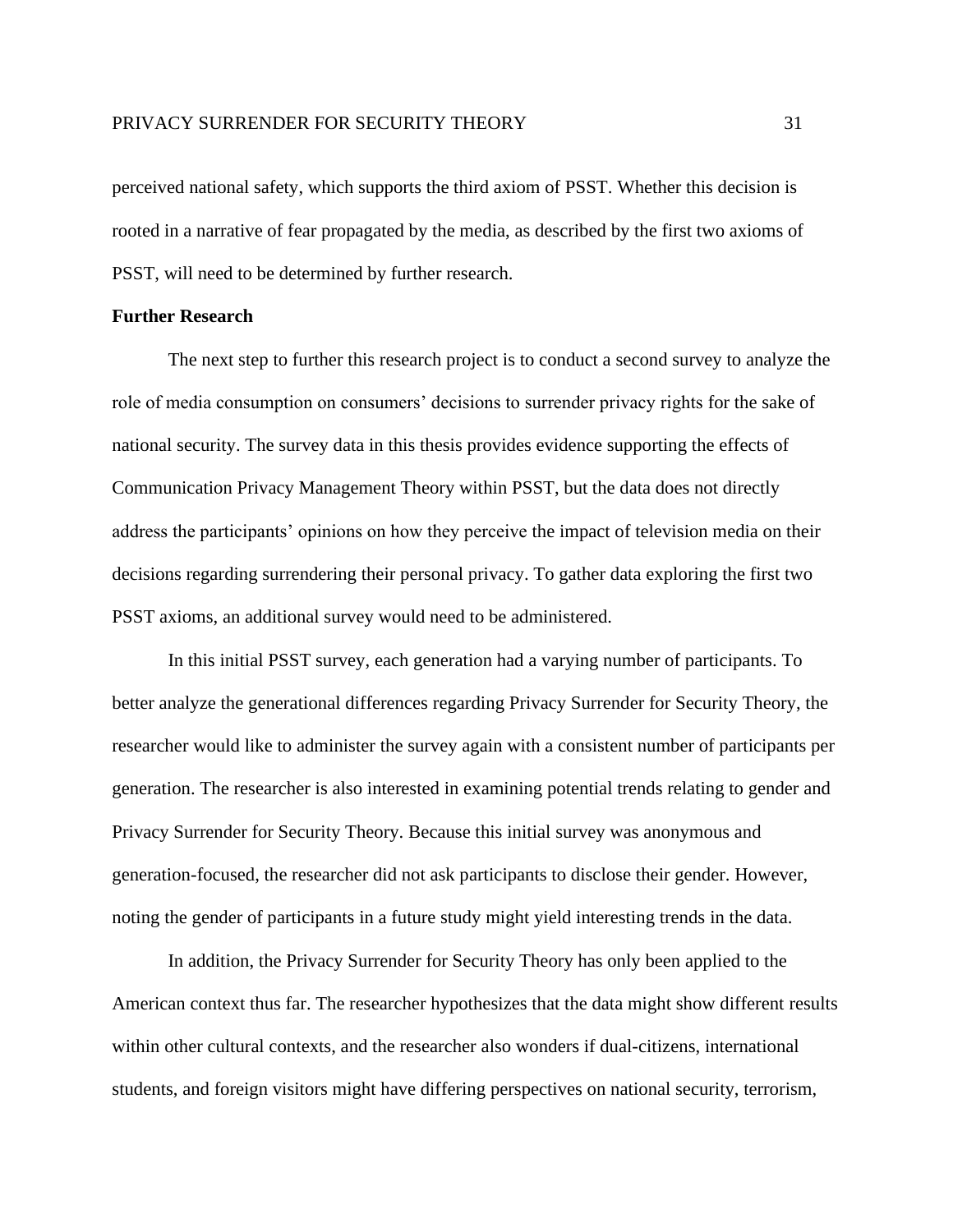perceived national safety, which supports the third axiom of PSST. Whether this decision is rooted in a narrative of fear propagated by the media, as described by the first two axioms of PSST, will need to be determined by further research.

**Further Research**

The next step to further this research project is to conduct a second survey to analyze the role of media consumption on consumers' decisions to surrender privacy rights for the sake of national security. The survey data in this thesis provides evidence supporting the effects of Communication Privacy Management Theory within PSST, but the data does not directly address the participants' opinions on how they perceive the impact of television media on their decisions regarding surrendering their personal privacy. To gather data exploring the first two PSST axioms, an additional survey would need to be administered.

In this initial PSST survey, each generation had a varying number of participants. To better analyze the generational differences regarding Privacy Surrender for Security Theory, the researcher would like to administer the survey again with a consistent number of participants per generation. The researcher is also interested in examining potential trends relating to gender and Privacy Surrender for Security Theory. Because this initial survey was anonymous and generation-focused, the researcher did not ask participants to disclose their gender. However, noting the gender of participants in a future study might yield interesting trends in the data.

In addition, the Privacy Surrender for Security Theory has only been applied to the American context thus far. The researcher hypothesizes that the data might show different results within other cultural contexts, and the researcher also wonders if dual-citizens, international students, and foreign visitors might have differing perspectives on national security, terrorism,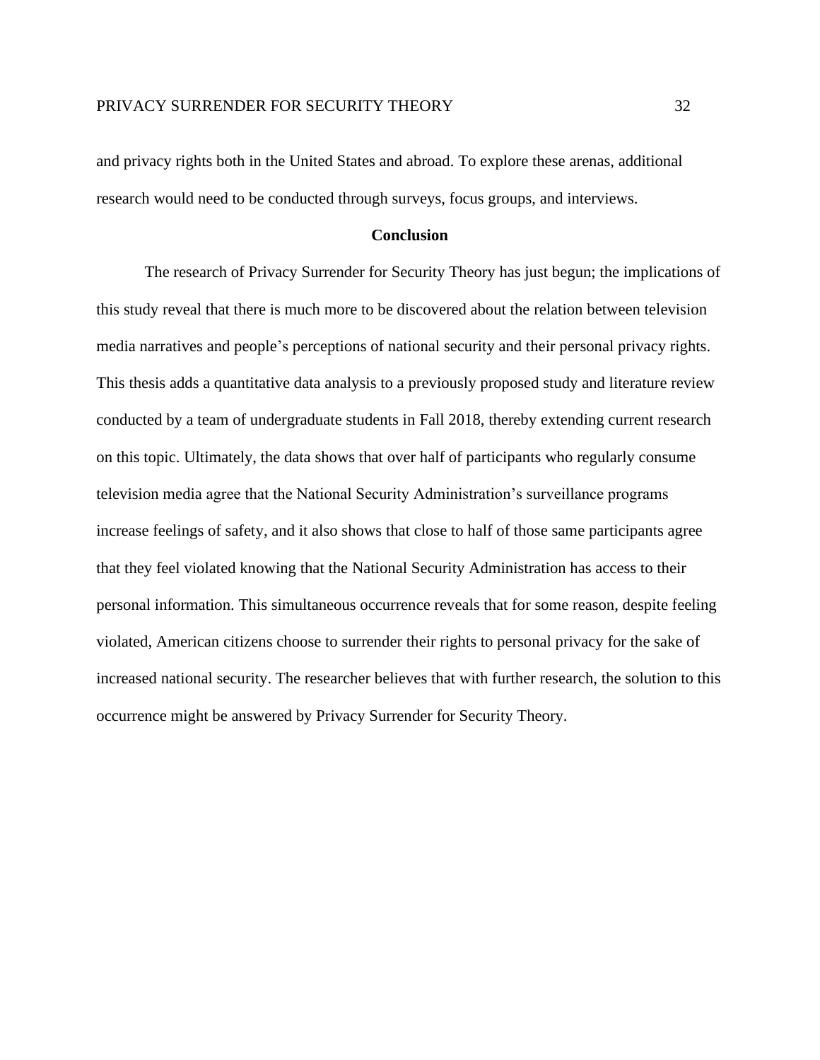and privacy rights both in the United States and abroad. To explore these arenas, additional research would need to be conducted through surveys, focus groups, and interviews.

## Conclusion

The research of Privacy Surrender for Security Theory has just begun; the implications of this study reveal that there is much more to be discovered about the relation between television media narratives and people's perceptions of national security and their personal privacy rights. This thesis adds a quantitative data analysis to a previously proposed study and literature review conducted by a team of undergraduate students in Fall 2018, thereby extending current research on this topic. Ultimately, the data shows that over half of participants who regularly consume television media agree that the National Security Administration's surveillance programs increase feelings of safety, and it also shows that close to half of those same participants agree that they feel violated knowing that the National Security Administration has access to their personal information. This simultaneous occurrence reveals that for some reason, despite feeling violated, American citizens choose to surrender their rights to personal privacy for the sake of increased national security. The researcher believes that with further research, the solution to this occurrence might be answered by Privacy Surrender for Security Theory.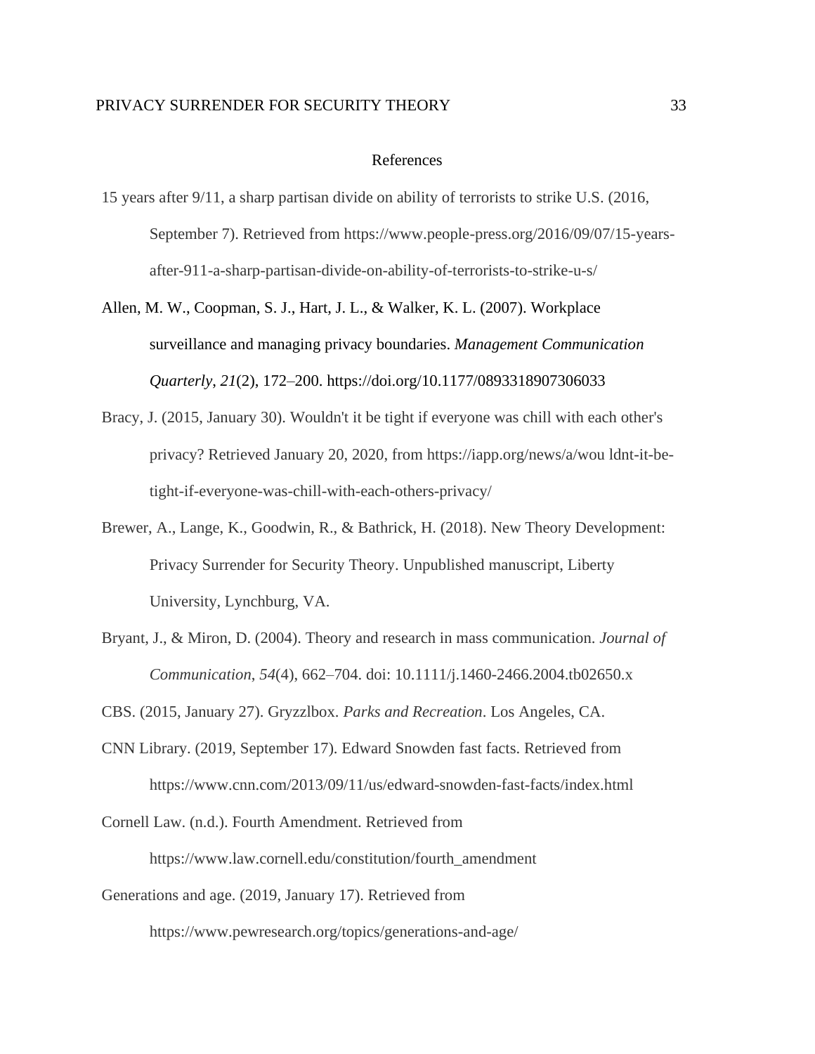# References

15 years after 9/11, a sharp partisan divide on ability of terrorists to strike U.S. (2016, September 7). Retrieved from https://www.people-press.org/2016/09/07/15-years-after-911-a-sharp-partisan-divide-on-ability-of-terrorists-to-strike-u-s/

Allen, M. W., Coopman, S. J., Hart, J. L., & Walker, K. L. (2007). Workplace surveillance and managing privacy boundaries. *Management Communication Quarterly*, *21*(2), 172–200. https://doi.org/10.1177/0893318907306033

Bracy, J. (2015, January 30). Wouldn't it be tight if everyone was chill with each other's privacy? Retrieved January 20, 2020, from https://iapp.org/news/a/wou ldnt-it-be-tight-if-everyone-was-chill-with-each-others-privacy/

Brewer, A., Lange, K., Goodwin, R., & Bathrick, H. (2018). New Theory Development: Privacy Surrender for Security Theory. Unpublished manuscript, Liberty University, Lynchburg, VA.

Bryant, J., & Miron, D. (2004). Theory and research in mass communication. *Journal of Communication*, *54*(4), 662–704. doi: 10.1111/j.1460-2466.2004.tb02650.x

CBS. (2015, January 27). Gryzzlbox. *Parks and Recreation*. Los Angeles, CA.

CNN Library. (2019, September 17). Edward Snowden fast facts. Retrieved from https://www.cnn.com/2013/09/11/us/edward-snowden-fast-facts/index.html

Cornell Law. (n.d.). Fourth Amendment. Retrieved from https://www.law.cornell.edu/constitution/fourth_amendment

Generations and age. (2019, January 17). Retrieved from https://www.pewresearch.org/topics/generations-and-age/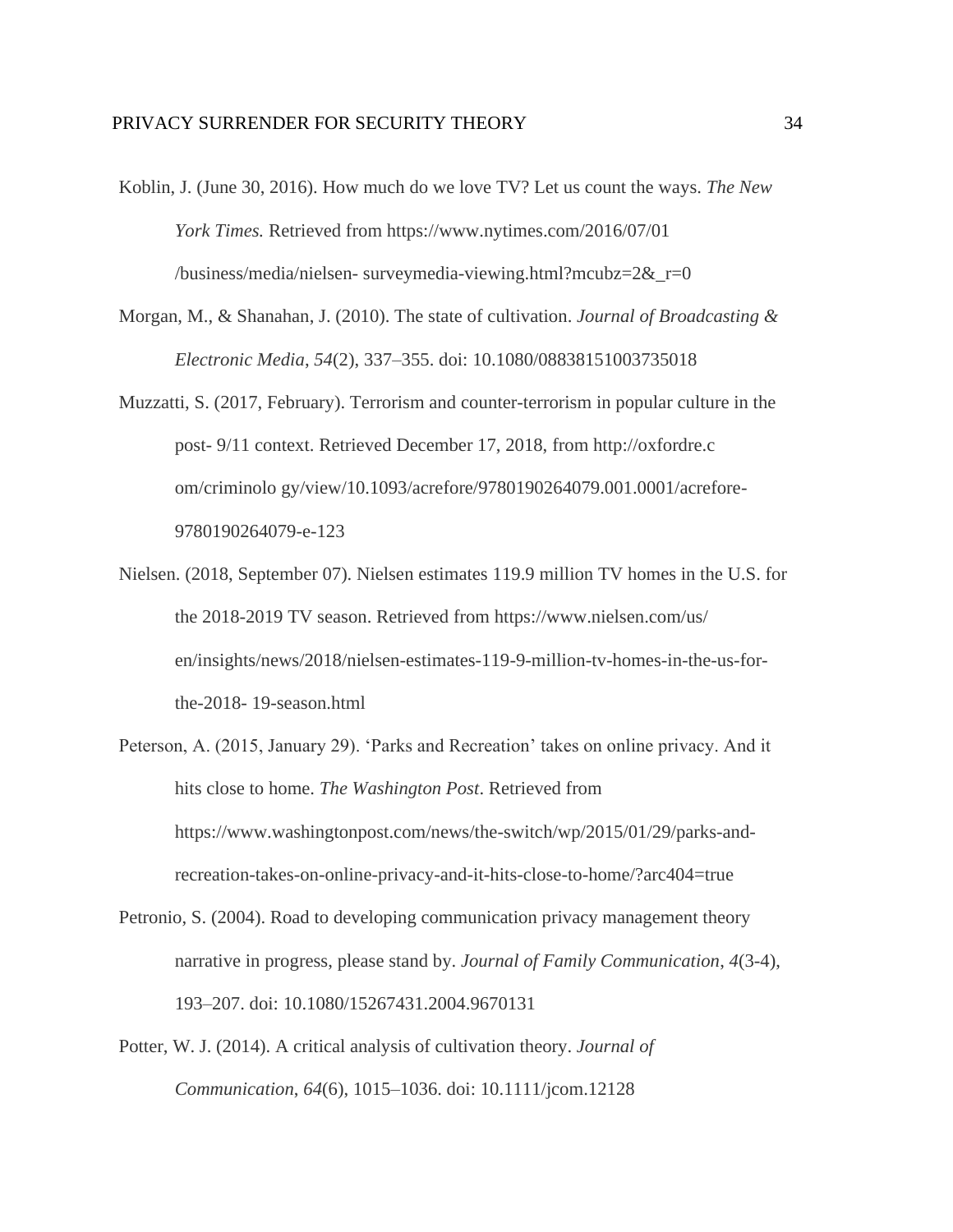Koblin, J. (June 30, 2016). How much do we love TV? Let us count the ways. *The New York Times.* Retrieved from https://www.nytimes.com/2016/07/01 /business/media/nielsen- surveymedia-viewing.html?mcubz=2&_r=0

Morgan, M., & Shanahan, J. (2010). The state of cultivation. *Journal of Broadcasting & Electronic Media*, *54*(2), 337–355. doi: 10.1080/08838151003735018

Muzzatti, S. (2017, February). Terrorism and counter-terrorism in popular culture in the post- 9/11 context. Retrieved December 17, 2018, from http://oxfordre.c om/criminolo gy/view/10.1093/acrefore/9780190264079.001.0001/acrefore-9780190264079-e-123

Nielsen. (2018, September 07). Nielsen estimates 119.9 million TV homes in the U.S. for the 2018-2019 TV season. Retrieved from https://www.nielsen.com/us/ en/insights/news/2018/nielsen-estimates-119-9-million-tv-homes-in-the-us-for-the-2018- 19-season.html

Peterson, A. (2015, January 29). 'Parks and Recreation' takes on online privacy. And it hits close to home. *The Washington Post*. Retrieved from https://www.washingtonpost.com/news/the-switch/wp/2015/01/29/parks-and-recreation-takes-on-online-privacy-and-it-hits-close-to-home/?arc404=true

Petronio, S. (2004). Road to developing communication privacy management theory narrative in progress, please stand by. *Journal of Family Communication*, *4*(3-4), 193–207. doi: 10.1080/15267431.2004.9670131

Potter, W. J. (2014). A critical analysis of cultivation theory. *Journal of Communication*, *64*(6), 1015–1036. doi: 10.1111/jcom.12128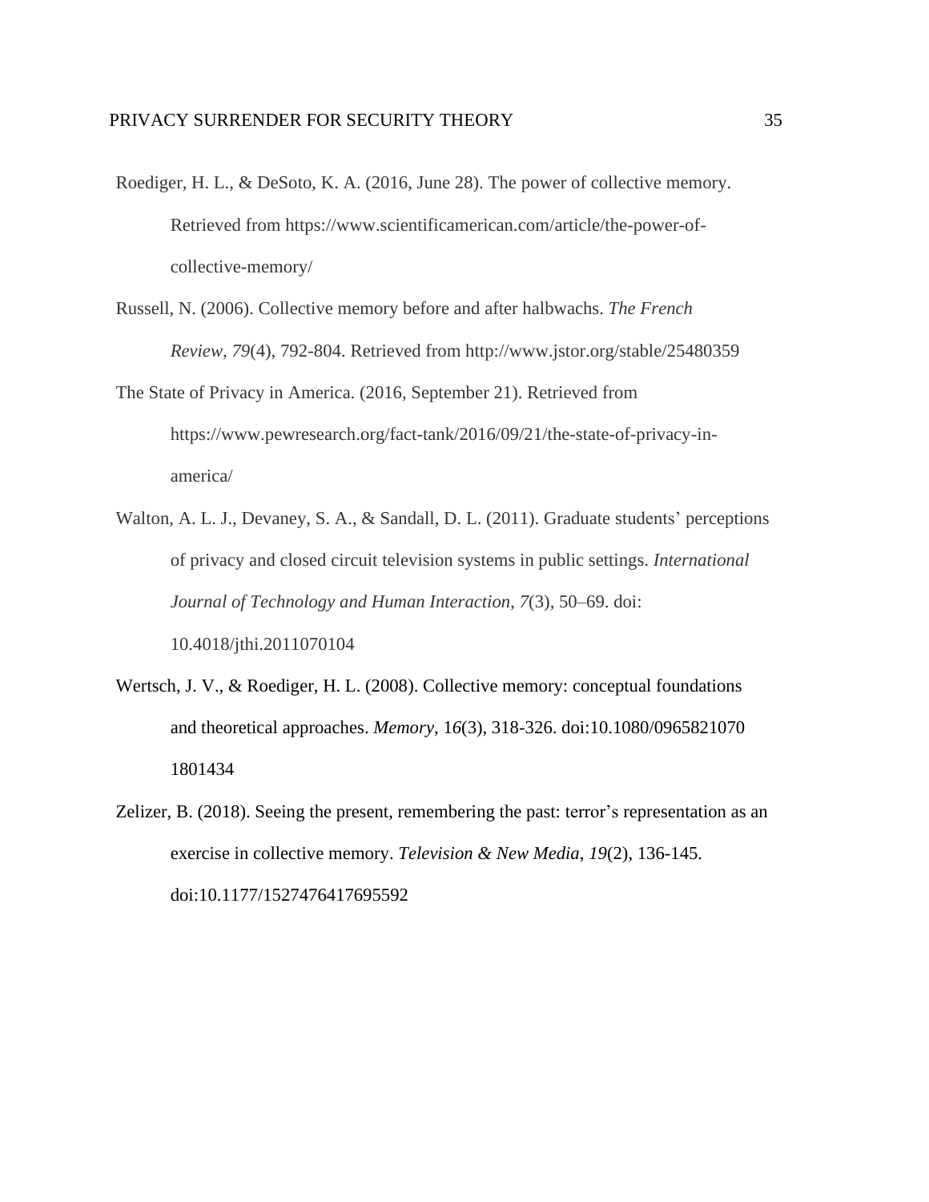Roediger, H. L., & DeSoto, K. A. (2016, June 28). The power of collective memory. Retrieved from https://www.scientificamerican.com/article/the-power-of-collective-memory/

Russell, N. (2006). Collective memory before and after halbwachs. *The French Review, 79*(4), 792-804. Retrieved from http://www.jstor.org/stable/25480359

The State of Privacy in America. (2016, September 21). Retrieved from https://www.pewresearch.org/fact-tank/2016/09/21/the-state-of-privacy-in-america/

Walton, A. L. J., Devaney, S. A., & Sandall, D. L. (2011). Graduate students' perceptions of privacy and closed circuit television systems in public settings. *International Journal of Technology and Human Interaction*, *7*(3), 50–69. doi: 10.4018/jthi.2011070104

Wertsch, J. V., & Roediger, H. L. (2008). Collective memory: conceptual foundations and theoretical approaches. *Memory*, 1*6*(3), 318-326. doi:10.1080/0965821070 1801434

Zelizer, B. (2018). Seeing the present, remembering the past: terror's representation as an exercise in collective memory. *Television & New Media*, *19*(2), 136-145. doi:10.1177/1527476417695592